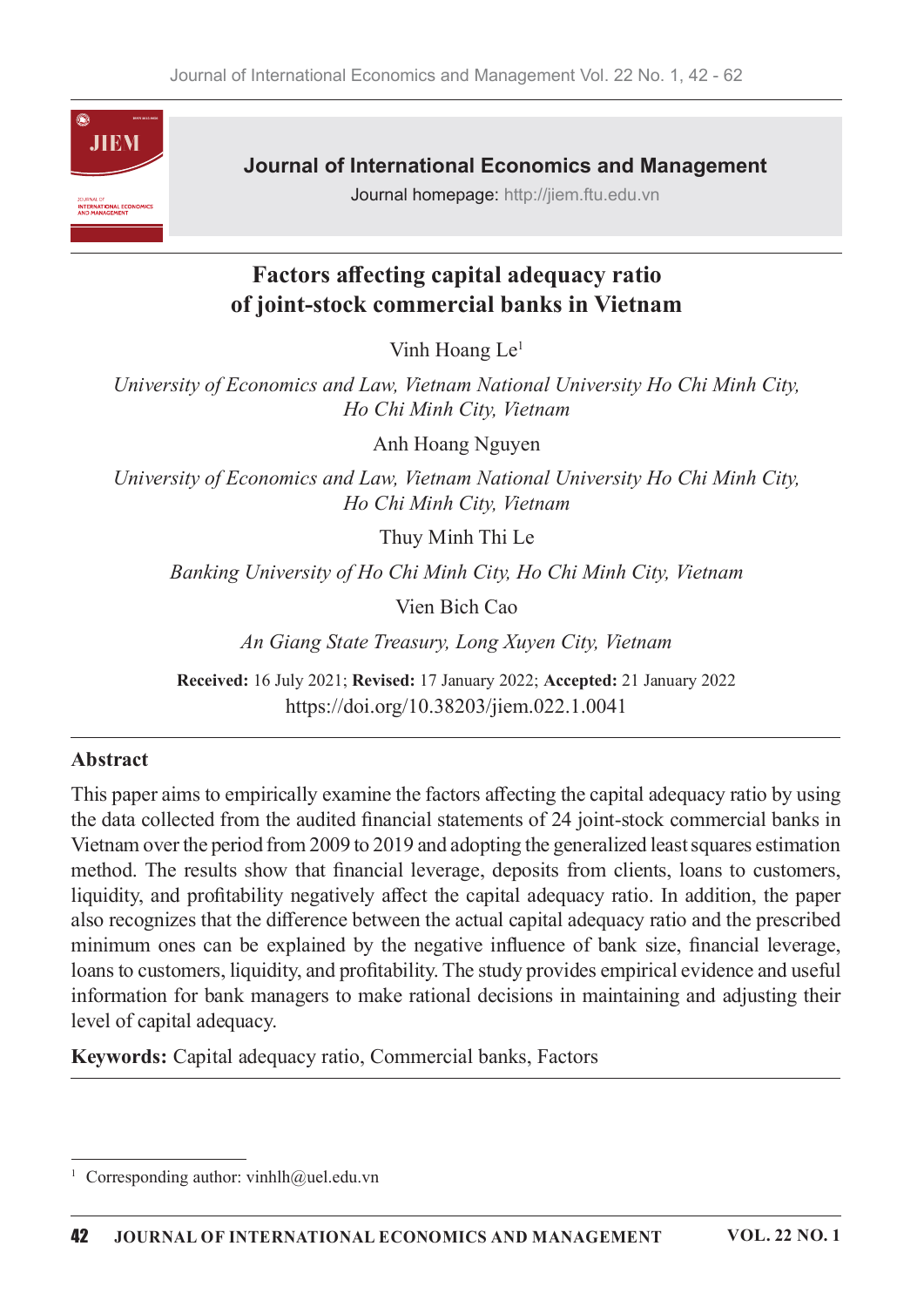# Factors affecting capital adequacy ratio of joint-stock commercial banks in Vietnam

Vinh Hoang Le[1]

*University of Economics and Law, Vietnam National University Ho Chi Minh City, Ho Chi Minh City, Vietnam*

Anh Hoang Nguyen

*University of Economics and Law, Vietnam National University Ho Chi Minh City, Ho Chi Minh City, Vietnam*

Thuy Minh Thi Le

*Banking University of Ho Chi Minh City, Ho Chi Minh City, Vietnam*

Vien Bich Cao

*An Giang State Treasury, Long Xuyen City, Vietnam*

**Received:** 16 July 2021; **Revised:** 17 January 2022; **Accepted:** 21 January 2022
https://doi.org/10.38203/jiem.022.1.0041

## Abstract

This paper aims to empirically examine the factors affecting the capital adequacy ratio by using the data collected from the audited financial statements of 24 joint-stock commercial banks in Vietnam over the period from 2009 to 2019 and adopting the generalized least squares estimation method. The results show that financial leverage, deposits from clients, loans to customers, liquidity, and profitability negatively affect the capital adequacy ratio. In addition, the paper also recognizes that the difference between the actual capital adequacy ratio and the prescribed minimum ones can be explained by the negative influence of bank size, financial leverage, loans to customers, liquidity, and profitability. The study provides empirical evidence and useful information for bank managers to make rational decisions in maintaining and adjusting their level of capital adequacy.

**Keywords:** Capital adequacy ratio, Commercial banks, Factors

[1] Corresponding author: vinhlh@uel.edu.vn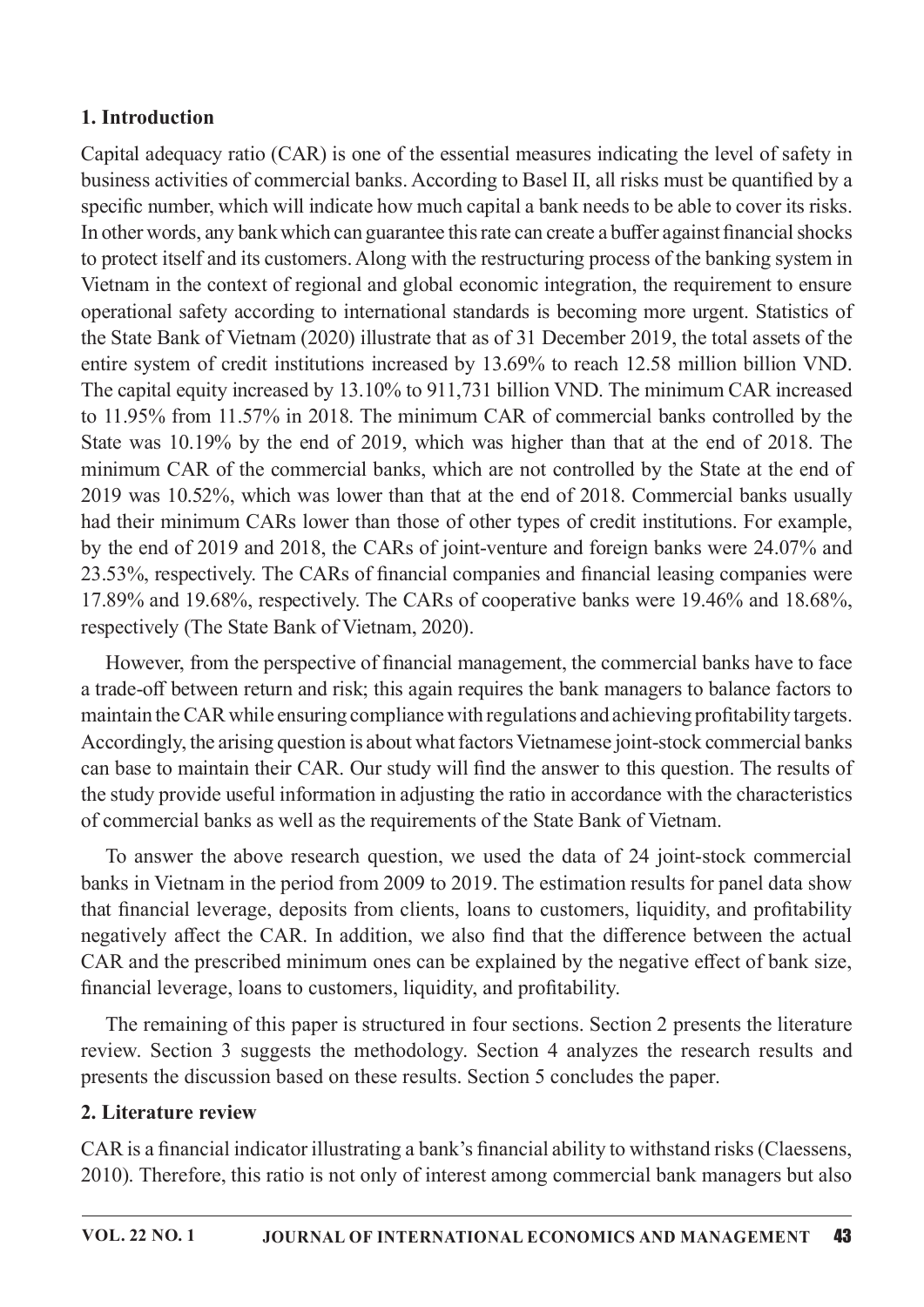## 1. Introduction

Capital adequacy ratio (CAR) is one of the essential measures indicating the level of safety in business activities of commercial banks. According to Basel II, all risks must be quantified by a specific number, which will indicate how much capital a bank needs to be able to cover its risks. In other words, any bank which can guarantee this rate can create a buffer against financial shocks to protect itself and its customers. Along with the restructuring process of the banking system in Vietnam in the context of regional and global economic integration, the requirement to ensure operational safety according to international standards is becoming more urgent. Statistics of the State Bank of Vietnam (2020) illustrate that as of 31 December 2019, the total assets of the entire system of credit institutions increased by 13.69% to reach 12.58 million billion VND. The capital equity increased by 13.10% to 911,731 billion VND. The minimum CAR increased to 11.95% from 11.57% in 2018. The minimum CAR of commercial banks controlled by the State was 10.19% by the end of 2019, which was higher than that at the end of 2018. The minimum CAR of the commercial banks, which are not controlled by the State at the end of 2019 was 10.52%, which was lower than that at the end of 2018. Commercial banks usually had their minimum CARs lower than those of other types of credit institutions. For example, by the end of 2019 and 2018, the CARs of joint-venture and foreign banks were 24.07% and 23.53%, respectively. The CARs of financial companies and financial leasing companies were 17.89% and 19.68%, respectively. The CARs of cooperative banks were 19.46% and 18.68%, respectively (The State Bank of Vietnam, 2020).

However, from the perspective of financial management, the commercial banks have to face a trade-off between return and risk; this again requires the bank managers to balance factors to maintain the CAR while ensuring compliance with regulations and achieving profitability targets. Accordingly, the arising question is about what factors Vietnamese joint-stock commercial banks can base to maintain their CAR. Our study will find the answer to this question. The results of the study provide useful information in adjusting the ratio in accordance with the characteristics of commercial banks as well as the requirements of the State Bank of Vietnam.

To answer the above research question, we used the data of 24 joint-stock commercial banks in Vietnam in the period from 2009 to 2019. The estimation results for panel data show that financial leverage, deposits from clients, loans to customers, liquidity, and profitability negatively affect the CAR. In addition, we also find that the difference between the actual CAR and the prescribed minimum ones can be explained by the negative effect of bank size, financial leverage, loans to customers, liquidity, and profitability.

The remaining of this paper is structured in four sections. Section 2 presents the literature review. Section 3 suggests the methodology. Section 4 analyzes the research results and presents the discussion based on these results. Section 5 concludes the paper.

## 2. Literature review

CAR is a financial indicator illustrating a bank's financial ability to withstand risks (Claessens, 2010). Therefore, this ratio is not only of interest among commercial bank managers but also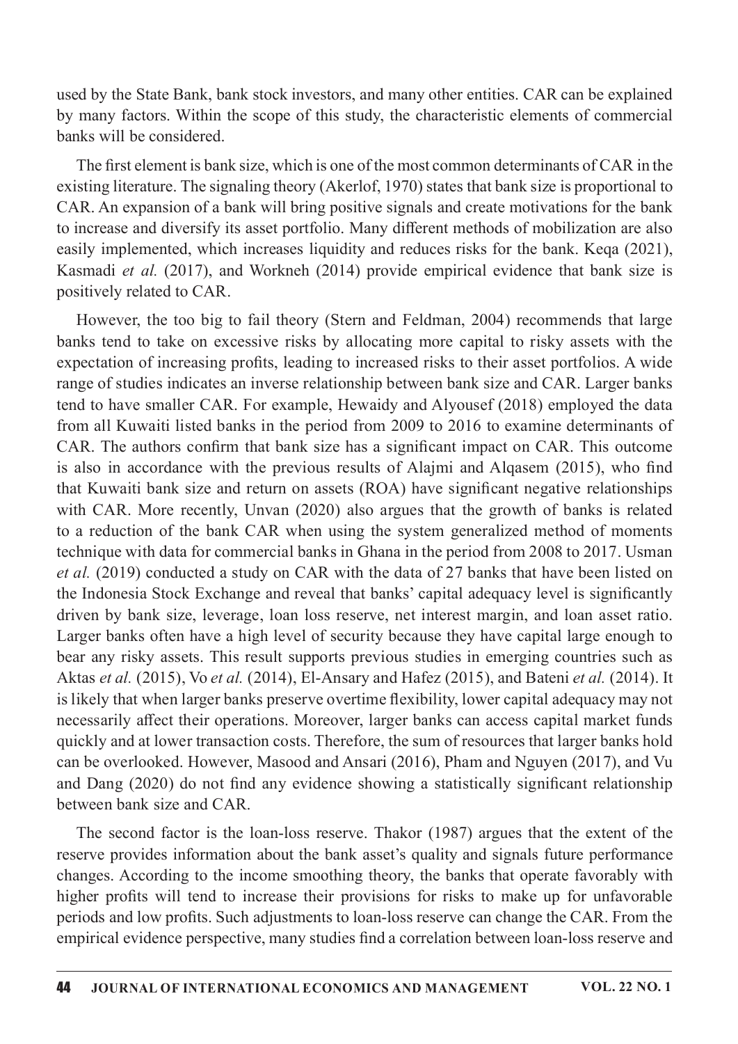used by the State Bank, bank stock investors, and many other entities. CAR can be explained by many factors. Within the scope of this study, the characteristic elements of commercial banks will be considered.

The first element is bank size, which is one of the most common determinants of CAR in the existing literature. The signaling theory (Akerlof, 1970) states that bank size is proportional to CAR. An expansion of a bank will bring positive signals and create motivations for the bank to increase and diversify its asset portfolio. Many different methods of mobilization are also easily implemented, which increases liquidity and reduces risks for the bank. Keqa (2021), Kasmadi *et al.* (2017), and Workneh (2014) provide empirical evidence that bank size is positively related to CAR.

However, the too big to fail theory (Stern and Feldman, 2004) recommends that large banks tend to take on excessive risks by allocating more capital to risky assets with the expectation of increasing profits, leading to increased risks to their asset portfolios. A wide range of studies indicates an inverse relationship between bank size and CAR. Larger banks tend to have smaller CAR. For example, Hewaidy and Alyousef (2018) employed the data from all Kuwaiti listed banks in the period from 2009 to 2016 to examine determinants of CAR. The authors confirm that bank size has a significant impact on CAR. This outcome is also in accordance with the previous results of Alajmi and Alqasem (2015), who find that Kuwaiti bank size and return on assets (ROA) have significant negative relationships with CAR. More recently, Unvan (2020) also argues that the growth of banks is related to a reduction of the bank CAR when using the system generalized method of moments technique with data for commercial banks in Ghana in the period from 2008 to 2017. Usman *et al.* (2019) conducted a study on CAR with the data of 27 banks that have been listed on the Indonesia Stock Exchange and reveal that banks' capital adequacy level is significantly driven by bank size, leverage, loan loss reserve, net interest margin, and loan asset ratio. Larger banks often have a high level of security because they have capital large enough to bear any risky assets. This result supports previous studies in emerging countries such as Aktas *et al.* (2015), Vo *et al.* (2014), El-Ansary and Hafez (2015), and Bateni *et al.* (2014). It is likely that when larger banks preserve overtime flexibility, lower capital adequacy may not necessarily affect their operations. Moreover, larger banks can access capital market funds quickly and at lower transaction costs. Therefore, the sum of resources that larger banks hold can be overlooked. However, Masood and Ansari (2016), Pham and Nguyen (2017), and Vu and Dang (2020) do not find any evidence showing a statistically significant relationship between bank size and CAR.

The second factor is the loan-loss reserve. Thakor (1987) argues that the extent of the reserve provides information about the bank asset's quality and signals future performance changes. According to the income smoothing theory, the banks that operate favorably with higher profits will tend to increase their provisions for risks to make up for unfavorable periods and low profits. Such adjustments to loan-loss reserve can change the CAR. From the empirical evidence perspective, many studies find a correlation between loan-loss reserve and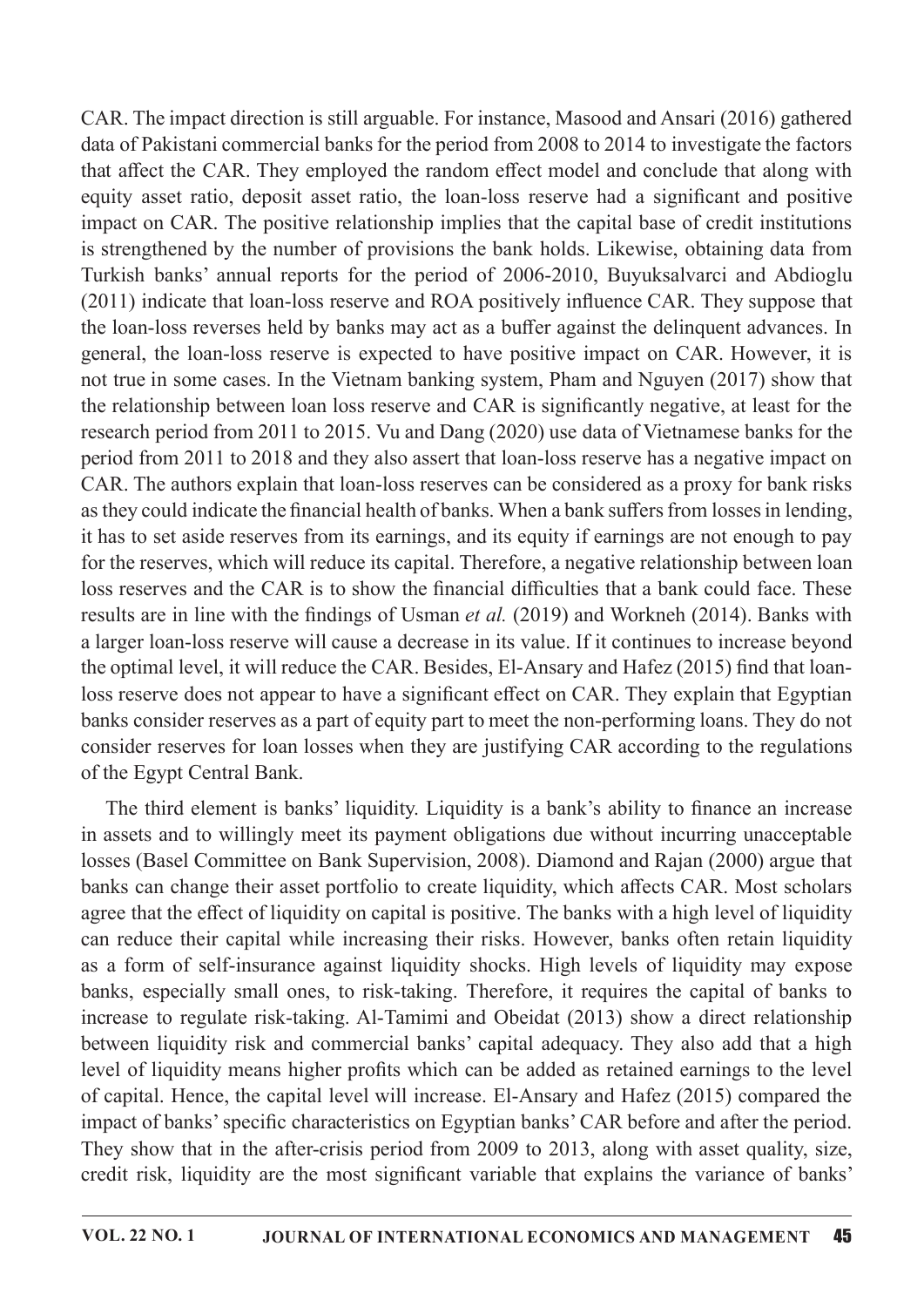CAR. The impact direction is still arguable. For instance, Masood and Ansari (2016) gathered data of Pakistani commercial banks for the period from 2008 to 2014 to investigate the factors that affect the CAR. They employed the random effect model and conclude that along with equity asset ratio, deposit asset ratio, the loan-loss reserve had a significant and positive impact on CAR. The positive relationship implies that the capital base of credit institutions is strengthened by the number of provisions the bank holds. Likewise, obtaining data from Turkish banks' annual reports for the period of 2006-2010, Buyuksalvarci and Abdioglu (2011) indicate that loan-loss reserve and ROA positively influence CAR. They suppose that the loan-loss reverses held by banks may act as a buffer against the delinquent advances. In general, the loan-loss reserve is expected to have positive impact on CAR. However, it is not true in some cases. In the Vietnam banking system, Pham and Nguyen (2017) show that the relationship between loan loss reserve and CAR is significantly negative, at least for the research period from 2011 to 2015. Vu and Dang (2020) use data of Vietnamese banks for the period from 2011 to 2018 and they also assert that loan-loss reserve has a negative impact on CAR. The authors explain that loan-loss reserves can be considered as a proxy for bank risks as they could indicate the financial health of banks. When a bank suffers from losses in lending, it has to set aside reserves from its earnings, and its equity if earnings are not enough to pay for the reserves, which will reduce its capital. Therefore, a negative relationship between loan loss reserves and the CAR is to show the financial difficulties that a bank could face. These results are in line with the findings of Usman *et al.* (2019) and Workneh (2014). Banks with a larger loan-loss reserve will cause a decrease in its value. If it continues to increase beyond the optimal level, it will reduce the CAR. Besides, El-Ansary and Hafez (2015) find that loan-loss reserve does not appear to have a significant effect on CAR. They explain that Egyptian banks consider reserves as a part of equity part to meet the non-performing loans. They do not consider reserves for loan losses when they are justifying CAR according to the regulations of the Egypt Central Bank.

The third element is banks' liquidity. Liquidity is a bank's ability to finance an increase in assets and to willingly meet its payment obligations due without incurring unacceptable losses (Basel Committee on Bank Supervision, 2008). Diamond and Rajan (2000) argue that banks can change their asset portfolio to create liquidity, which affects CAR. Most scholars agree that the effect of liquidity on capital is positive. The banks with a high level of liquidity can reduce their capital while increasing their risks. However, banks often retain liquidity as a form of self-insurance against liquidity shocks. High levels of liquidity may expose banks, especially small ones, to risk-taking. Therefore, it requires the capital of banks to increase to regulate risk-taking. Al-Tamimi and Obeidat (2013) show a direct relationship between liquidity risk and commercial banks' capital adequacy. They also add that a high level of liquidity means higher profits which can be added as retained earnings to the level of capital. Hence, the capital level will increase. El-Ansary and Hafez (2015) compared the impact of banks' specific characteristics on Egyptian banks' CAR before and after the period. They show that in the after-crisis period from 2009 to 2013, along with asset quality, size, credit risk, liquidity are the most significant variable that explains the variance of banks'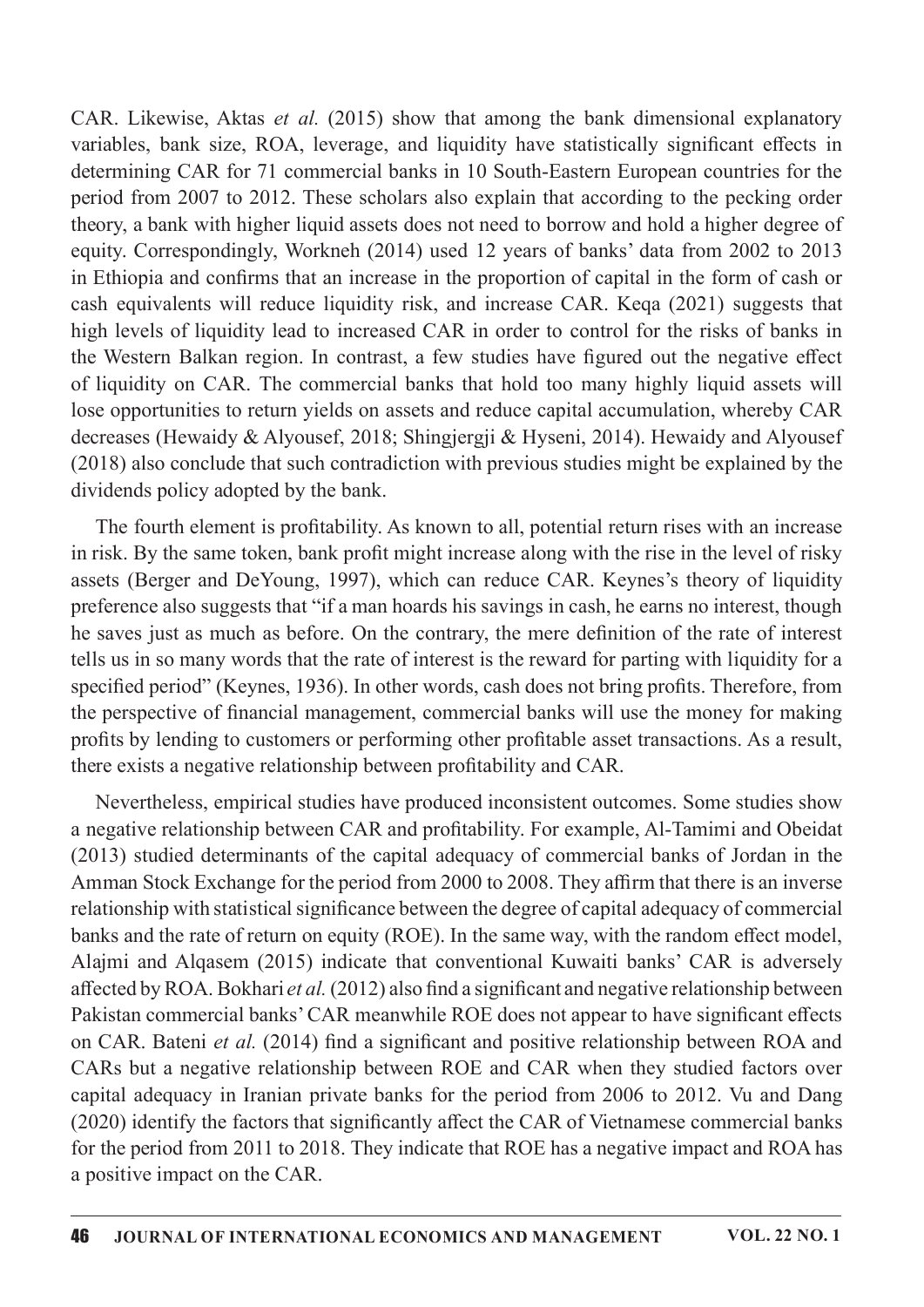CAR. Likewise, Aktas *et al.* (2015) show that among the bank dimensional explanatory variables, bank size, ROA, leverage, and liquidity have statistically significant effects in determining CAR for 71 commercial banks in 10 South-Eastern European countries for the period from 2007 to 2012. These scholars also explain that according to the pecking order theory, a bank with higher liquid assets does not need to borrow and hold a higher degree of equity. Correspondingly, Workneh (2014) used 12 years of banks' data from 2002 to 2013 in Ethiopia and confirms that an increase in the proportion of capital in the form of cash or cash equivalents will reduce liquidity risk, and increase CAR. Keqa (2021) suggests that high levels of liquidity lead to increased CAR in order to control for the risks of banks in the Western Balkan region. In contrast, a few studies have figured out the negative effect of liquidity on CAR. The commercial banks that hold too many highly liquid assets will lose opportunities to return yields on assets and reduce capital accumulation, whereby CAR decreases (Hewaidy & Alyousef, 2018; Shingjergji & Hyseni, 2014). Hewaidy and Alyousef (2018) also conclude that such contradiction with previous studies might be explained by the dividends policy adopted by the bank.

The fourth element is profitability. As known to all, potential return rises with an increase in risk. By the same token, bank profit might increase along with the rise in the level of risky assets (Berger and DeYoung, 1997), which can reduce CAR. Keynes's theory of liquidity preference also suggests that "if a man hoards his savings in cash, he earns no interest, though he saves just as much as before. On the contrary, the mere definition of the rate of interest tells us in so many words that the rate of interest is the reward for parting with liquidity for a specified period" (Keynes, 1936). In other words, cash does not bring profits. Therefore, from the perspective of financial management, commercial banks will use the money for making profits by lending to customers or performing other profitable asset transactions. As a result, there exists a negative relationship between profitability and CAR.

Nevertheless, empirical studies have produced inconsistent outcomes. Some studies show a negative relationship between CAR and profitability. For example, Al-Tamimi and Obeidat (2013) studied determinants of the capital adequacy of commercial banks of Jordan in the Amman Stock Exchange for the period from 2000 to 2008. They affirm that there is an inverse relationship with statistical significance between the degree of capital adequacy of commercial banks and the rate of return on equity (ROE). In the same way, with the random effect model, Alajmi and Alqasem (2015) indicate that conventional Kuwaiti banks' CAR is adversely affected by ROA. Bokhari *et al.* (2012) also find a significant and negative relationship between Pakistan commercial banks' CAR meanwhile ROE does not appear to have significant effects on CAR. Bateni *et al.* (2014) find a significant and positive relationship between ROA and CARs but a negative relationship between ROE and CAR when they studied factors over capital adequacy in Iranian private banks for the period from 2006 to 2012. Vu and Dang (2020) identify the factors that significantly affect the CAR of Vietnamese commercial banks for the period from 2011 to 2018. They indicate that ROE has a negative impact and ROA has a positive impact on the CAR.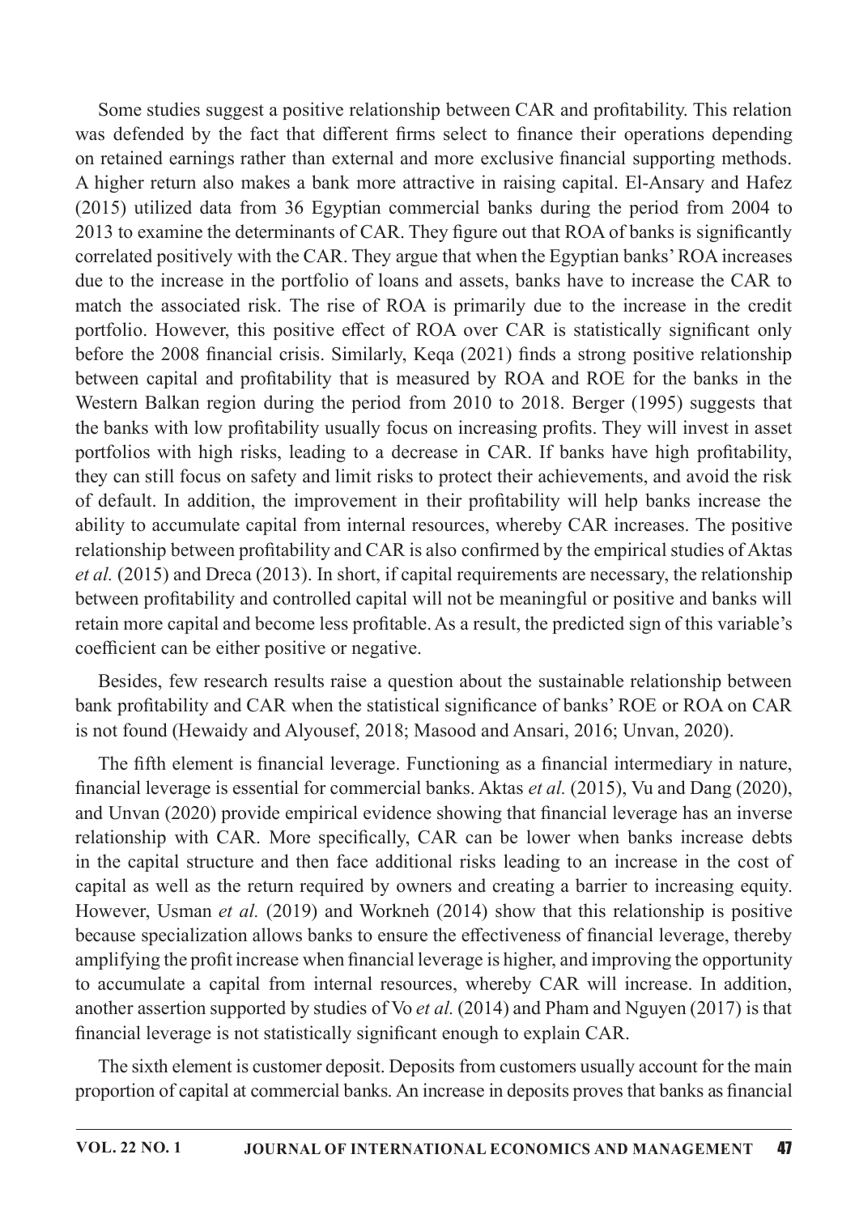Some studies suggest a positive relationship between CAR and profitability. This relation was defended by the fact that different firms select to finance their operations depending on retained earnings rather than external and more exclusive financial supporting methods. A higher return also makes a bank more attractive in raising capital. El-Ansary and Hafez (2015) utilized data from 36 Egyptian commercial banks during the period from 2004 to 2013 to examine the determinants of CAR. They figure out that ROA of banks is significantly correlated positively with the CAR. They argue that when the Egyptian banks' ROA increases due to the increase in the portfolio of loans and assets, banks have to increase the CAR to match the associated risk. The rise of ROA is primarily due to the increase in the credit portfolio. However, this positive effect of ROA over CAR is statistically significant only before the 2008 financial crisis. Similarly, Keqa (2021) finds a strong positive relationship between capital and profitability that is measured by ROA and ROE for the banks in the Western Balkan region during the period from 2010 to 2018. Berger (1995) suggests that the banks with low profitability usually focus on increasing profits. They will invest in asset portfolios with high risks, leading to a decrease in CAR. If banks have high profitability, they can still focus on safety and limit risks to protect their achievements, and avoid the risk of default. In addition, the improvement in their profitability will help banks increase the ability to accumulate capital from internal resources, whereby CAR increases. The positive relationship between profitability and CAR is also confirmed by the empirical studies of Aktas *et al.* (2015) and Dreca (2013). In short, if capital requirements are necessary, the relationship between profitability and controlled capital will not be meaningful or positive and banks will retain more capital and become less profitable. As a result, the predicted sign of this variable's coefficient can be either positive or negative.

Besides, few research results raise a question about the sustainable relationship between bank profitability and CAR when the statistical significance of banks' ROE or ROA on CAR is not found (Hewaidy and Alyousef, 2018; Masood and Ansari, 2016; Unvan, 2020).

The fifth element is financial leverage. Functioning as a financial intermediary in nature, financial leverage is essential for commercial banks. Aktas *et al.* (2015), Vu and Dang (2020), and Unvan (2020) provide empirical evidence showing that financial leverage has an inverse relationship with CAR. More specifically, CAR can be lower when banks increase debts in the capital structure and then face additional risks leading to an increase in the cost of capital as well as the return required by owners and creating a barrier to increasing equity. However, Usman *et al.* (2019) and Workneh (2014) show that this relationship is positive because specialization allows banks to ensure the effectiveness of financial leverage, thereby amplifying the profit increase when financial leverage is higher, and improving the opportunity to accumulate a capital from internal resources, whereby CAR will increase. In addition, another assertion supported by studies of Vo *et al.* (2014) and Pham and Nguyen (2017) is that financial leverage is not statistically significant enough to explain CAR.

The sixth element is customer deposit. Deposits from customers usually account for the main proportion of capital at commercial banks. An increase in deposits proves that banks as financial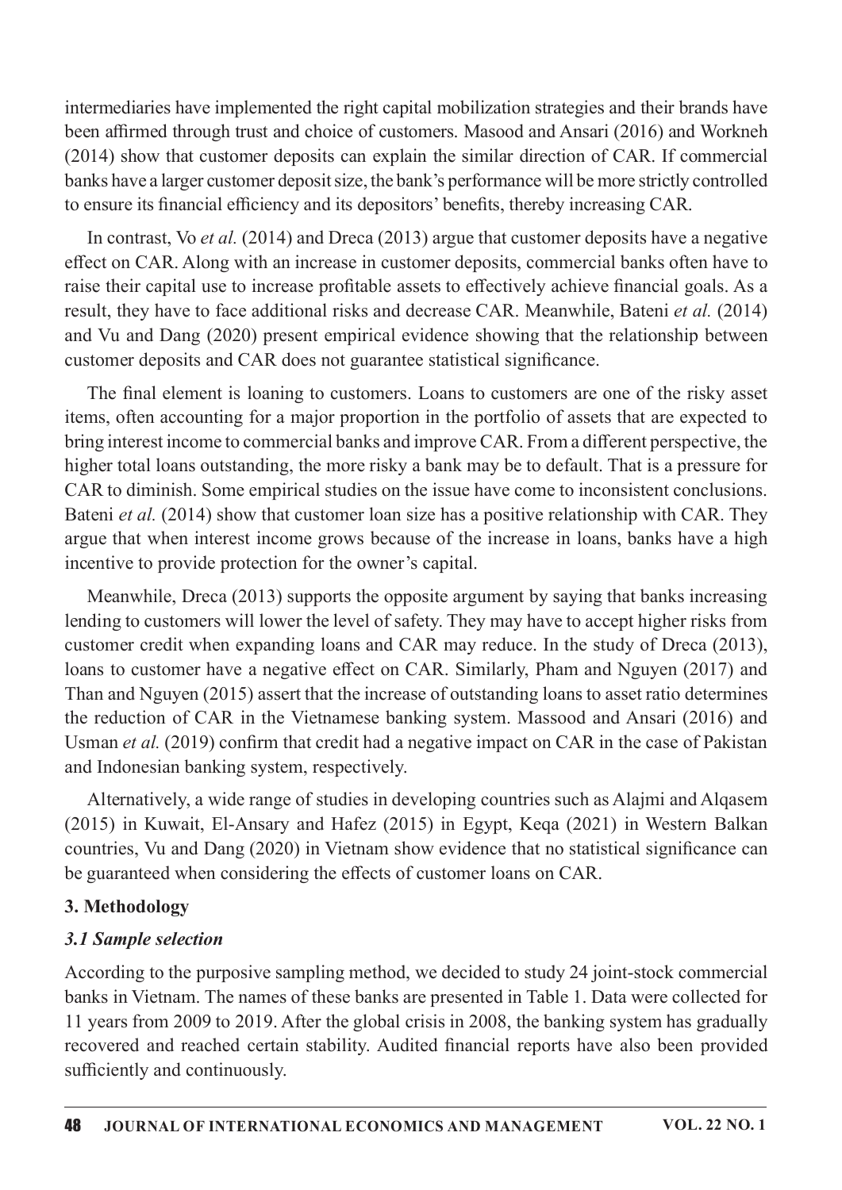intermediaries have implemented the right capital mobilization strategies and their brands have been affirmed through trust and choice of customers. Masood and Ansari (2016) and Workneh (2014) show that customer deposits can explain the similar direction of CAR. If commercial banks have a larger customer deposit size, the bank's performance will be more strictly controlled to ensure its financial efficiency and its depositors' benefits, thereby increasing CAR.

In contrast, Vo *et al.* (2014) and Dreca (2013) argue that customer deposits have a negative effect on CAR. Along with an increase in customer deposits, commercial banks often have to raise their capital use to increase profitable assets to effectively achieve financial goals. As a result, they have to face additional risks and decrease CAR. Meanwhile, Bateni *et al.* (2014) and Vu and Dang (2020) present empirical evidence showing that the relationship between customer deposits and CAR does not guarantee statistical significance.

The final element is loaning to customers. Loans to customers are one of the risky asset items, often accounting for a major proportion in the portfolio of assets that are expected to bring interest income to commercial banks and improve CAR. From a different perspective, the higher total loans outstanding, the more risky a bank may be to default. That is a pressure for CAR to diminish. Some empirical studies on the issue have come to inconsistent conclusions. Bateni *et al.* (2014) show that customer loan size has a positive relationship with CAR. They argue that when interest income grows because of the increase in loans, banks have a high incentive to provide protection for the owner's capital.

Meanwhile, Dreca (2013) supports the opposite argument by saying that banks increasing lending to customers will lower the level of safety. They may have to accept higher risks from customer credit when expanding loans and CAR may reduce. In the study of Dreca (2013), loans to customer have a negative effect on CAR. Similarly, Pham and Nguyen (2017) and Than and Nguyen (2015) assert that the increase of outstanding loans to asset ratio determines the reduction of CAR in the Vietnamese banking system. Massood and Ansari (2016) and Usman *et al.* (2019) confirm that credit had a negative impact on CAR in the case of Pakistan and Indonesian banking system, respectively.

Alternatively, a wide range of studies in developing countries such as Alajmi and Alqasem (2015) in Kuwait, El-Ansary and Hafez (2015) in Egypt, Keqa (2021) in Western Balkan countries, Vu and Dang (2020) in Vietnam show evidence that no statistical significance can be guaranteed when considering the effects of customer loans on CAR.

## 3. Methodology

### *3.1 Sample selection*

According to the purposive sampling method, we decided to study 24 joint-stock commercial banks in Vietnam. The names of these banks are presented in Table 1. Data were collected for 11 years from 2009 to 2019. After the global crisis in 2008, the banking system has gradually recovered and reached certain stability. Audited financial reports have also been provided sufficiently and continuously.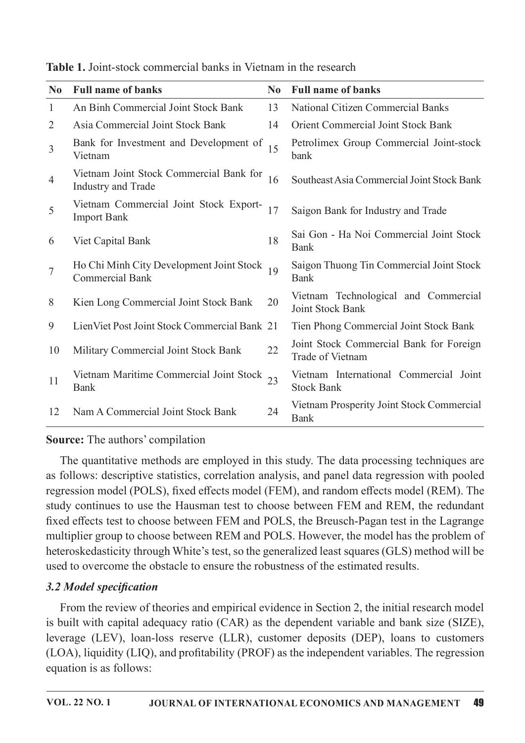**Table 1.** Joint-stock commercial banks in Vietnam in the research

| No | Full name of banks | No | Full name of banks |
|---|---|---|---|
| 1 | An Binh Commercial Joint Stock Bank | 13 | National Citizen Commercial Banks |
| 2 | Asia Commercial Joint Stock Bank | 14 | Orient Commercial Joint Stock Bank |
| 3 | Bank for Investment and Development of Vietnam | 15 | Petrolimex Group Commercial Joint-stock bank |
| 4 | Vietnam Joint Stock Commercial Bank for Industry and Trade | 16 | Southeast Asia Commercial Joint Stock Bank |
| 5 | Vietnam Commercial Joint Stock Export-Import Bank | 17 | Saigon Bank for Industry and Trade |
| 6 | Viet Capital Bank | 18 | Sai Gon - Ha Noi Commercial Joint Stock Bank |
| 7 | Ho Chi Minh City Development Joint Stock Commercial Bank | 19 | Saigon Thuong Tin Commercial Joint Stock Bank |
| 8 | Kien Long Commercial Joint Stock Bank | 20 | Vietnam Technological and Commercial Joint Stock Bank |
| 9 | LienViet Post Joint Stock Commercial Bank | 21 | Tien Phong Commercial Joint Stock Bank |
| 10 | Military Commercial Joint Stock Bank | 22 | Joint Stock Commercial Bank for Foreign Trade of Vietnam |
| 11 | Vietnam Maritime Commercial Joint Stock Bank | 23 | Vietnam International Commercial Joint Stock Bank |
| 12 | Nam A Commercial Joint Stock Bank | 24 | Vietnam Prosperity Joint Stock Commercial Bank |

**Source:** The authors' compilation

The quantitative methods are employed in this study. The data processing techniques are as follows: descriptive statistics, correlation analysis, and panel data regression with pooled regression model (POLS), fixed effects model (FEM), and random effects model (REM). The study continues to use the Hausman test to choose between FEM and REM, the redundant fixed effects test to choose between FEM and POLS, the Breusch-Pagan test in the Lagrange multiplier group to choose between REM and POLS. However, the model has the problem of heteroskedasticity through White's test, so the generalized least squares (GLS) method will be used to overcome the obstacle to ensure the robustness of the estimated results.

### *3.2 Model specification*

From the review of theories and empirical evidence in Section 2, the initial research model is built with capital adequacy ratio (CAR) as the dependent variable and bank size (SIZE), leverage (LEV), loan-loss reserve (LLR), customer deposits (DEP), loans to customers (LOA), liquidity (LIQ), and profitability (PROF) as the independent variables. The regression equation is as follows: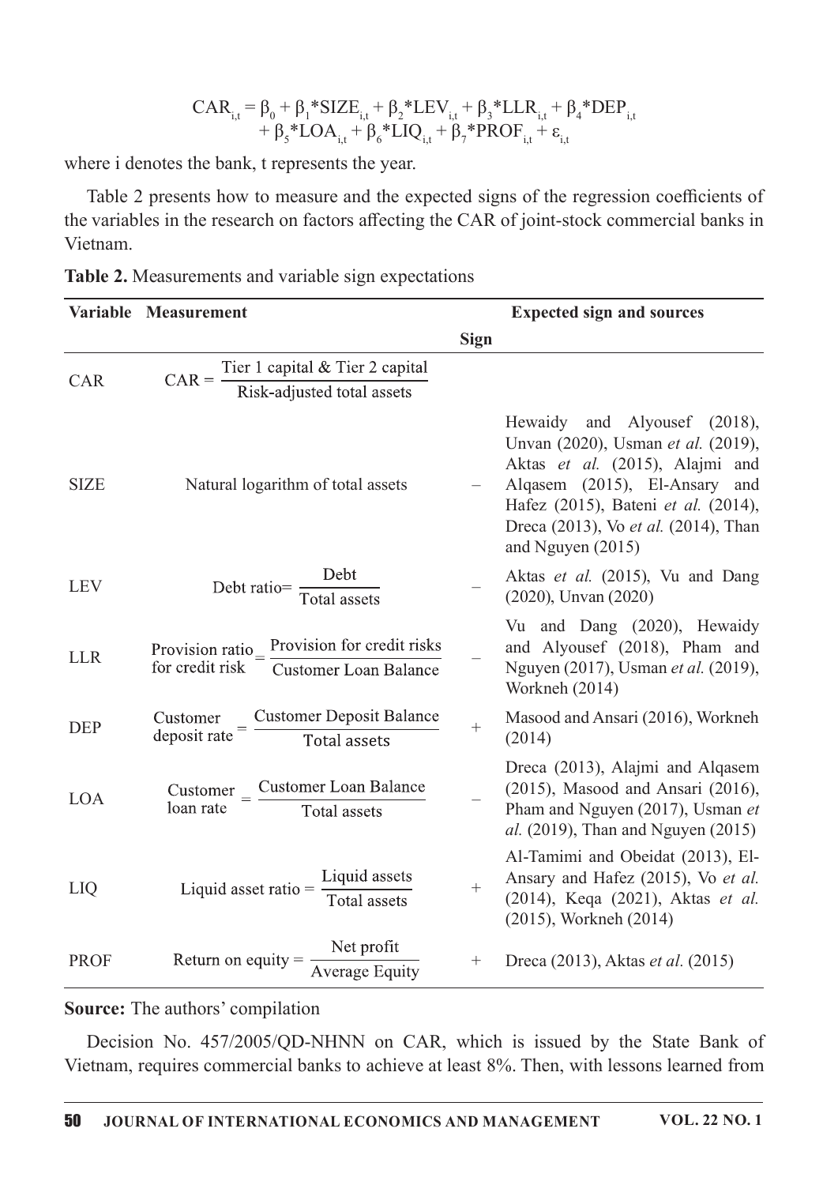$$CAR_{i,t} = \beta_0 + \beta_1 * SIZE_{i,t} + \beta_2 * LEV_{i,t} + \beta_3 * LLR_{i,t} + \beta_4 * DEP_{i,t} + \beta_5 * LOA_{i,t} + \beta_6 * LIQ_{i,t} + \beta_7 * PROF_{i,t} + \varepsilon_{i,t}$$

where i denotes the bank, t represents the year.

Table 2 presents how to measure and the expected signs of the regression coefficients of the variables in the research on factors affecting the CAR of joint-stock commercial banks in Vietnam.

**Table 2.** Measurements and variable sign expectations

| Variable | Measurement | Expected sign and sources | |
|---|---|---|---|
| | | Sign | |
| CAR | $CAR = \frac{\text{Tier 1 capital \& Tier 2 capital}}{\text{Risk-adjusted total assets}}$ | | |
| SIZE | Natural logarithm of total assets | – | Hewaidy and Alyousef (2018), Unvan (2020), Usman *et al.* (2019), Aktas *et al.* (2015), Alajmi and Alqasem (2015), El-Ansary and Hafez (2015), Bateni *et al.* (2014), Dreca (2013), Vo *et al.* (2014), Than and Nguyen (2015) |
| LEV | $\text{Debt ratio} = \frac{\text{Debt}}{\text{Total assets}}$ | – | Aktas *et al.* (2015), Vu and Dang (2020), Unvan (2020) |
| LLR | $\text{Provision ratio for credit risk} = \frac{\text{Provision for credit risks}}{\text{Customer Loan Balance}}$ | – | Vu and Dang (2020), Hewaidy and Alyousef (2018), Pham and Nguyen (2017), Usman *et al.* (2019), Workneh (2014) |
| DEP | $\text{Customer deposit rate} = \frac{\text{Customer Deposit Balance}}{\text{Total assets}}$ | + | Masood and Ansari (2016), Workneh (2014) |
| LOA | $\text{Customer loan rate} = \frac{\text{Customer Loan Balance}}{\text{Total assets}}$ | – | Dreca (2013), Alajmi and Alqasem (2015), Masood and Ansari (2016), Pham and Nguyen (2017), Usman *et al.* (2019), Than and Nguyen (2015) |
| LIQ | $\text{Liquid asset ratio} = \frac{\text{Liquid assets}}{\text{Total assets}}$ | + | Al-Tamimi and Obeidat (2013), El-Ansary and Hafez (2015), Vo *et al.* (2014), Keqa (2021), Aktas *et al.* (2015), Workneh (2014) |
| PROF | $\text{Return on equity} = \frac{\text{Net profit}}{\text{Average Equity}}$ | + | Dreca (2013), Aktas *et al.* (2015) |

**Source:** The authors' compilation

Decision No. 457/2005/QD-NHNN on CAR, which is issued by the State Bank of Vietnam, requires commercial banks to achieve at least 8%. Then, with lessons learned from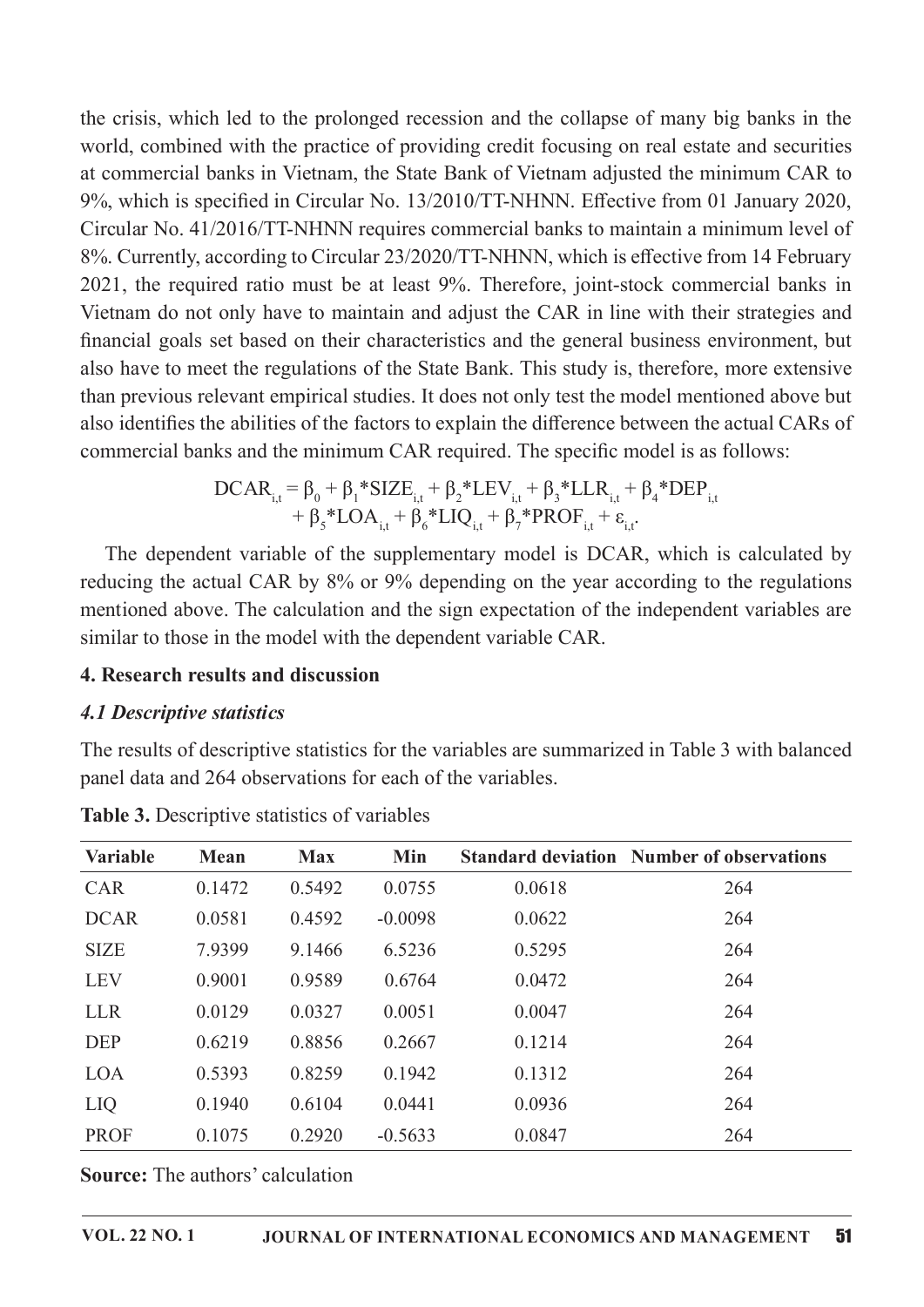the crisis, which led to the prolonged recession and the collapse of many big banks in the world, combined with the practice of providing credit focusing on real estate and securities at commercial banks in Vietnam, the State Bank of Vietnam adjusted the minimum CAR to 9%, which is specified in Circular No. 13/2010/TT-NHNN. Effective from 01 January 2020, Circular No. 41/2016/TT-NHNN requires commercial banks to maintain a minimum level of 8%. Currently, according to Circular 23/2020/TT-NHNN, which is effective from 14 February 2021, the required ratio must be at least 9%. Therefore, joint-stock commercial banks in Vietnam do not only have to maintain and adjust the CAR in line with their strategies and financial goals set based on their characteristics and the general business environment, but also have to meet the regulations of the State Bank. This study is, therefore, more extensive than previous relevant empirical studies. It does not only test the model mentioned above but also identifies the abilities of the factors to explain the difference between the actual CARs of commercial banks and the minimum CAR required. The specific model is as follows:

$$DCAR_{i,t} = \beta_0 + \beta_1 * SIZE_{i,t} + \beta_2 * LEV_{i,t} + \beta_3 * LLR_{i,t} + \beta_4 * DEP_{i,t} + \beta_5 * LOA_{i,t} + \beta_6 * LIQ_{i,t} + \beta_7 * PROF_{i,t} + \varepsilon_{i,t}.$$

The dependent variable of the supplementary model is DCAR, which is calculated by reducing the actual CAR by 8% or 9% depending on the year according to the regulations mentioned above. The calculation and the sign expectation of the independent variables are similar to those in the model with the dependent variable CAR.

## 4. Research results and discussion

### *4.1 Descriptive statistics*

The results of descriptive statistics for the variables are summarized in Table 3 with balanced panel data and 264 observations for each of the variables.

**Table 3.** Descriptive statistics of variables

| Variable | Mean | Max | Min | Standard deviation | Number of observations |
|---|---|---|---|---|---|
| CAR | 0.1472 | 0.5492 | 0.0755 | 0.0618 | 264 |
| DCAR | 0.0581 | 0.4592 | -0.0098 | 0.0622 | 264 |
| SIZE | 7.9399 | 9.1466 | 6.5236 | 0.5295 | 264 |
| LEV | 0.9001 | 0.9589 | 0.6764 | 0.0472 | 264 |
| LLR | 0.0129 | 0.0327 | 0.0051 | 0.0047 | 264 |
| DEP | 0.6219 | 0.8856 | 0.2667 | 0.1214 | 264 |
| LOA | 0.5393 | 0.8259 | 0.1942 | 0.1312 | 264 |
| LIQ | 0.1940 | 0.6104 | 0.0441 | 0.0936 | 264 |
| PROF | 0.1075 | 0.2920 | -0.5633 | 0.0847 | 264 |

**Source:** The authors' calculation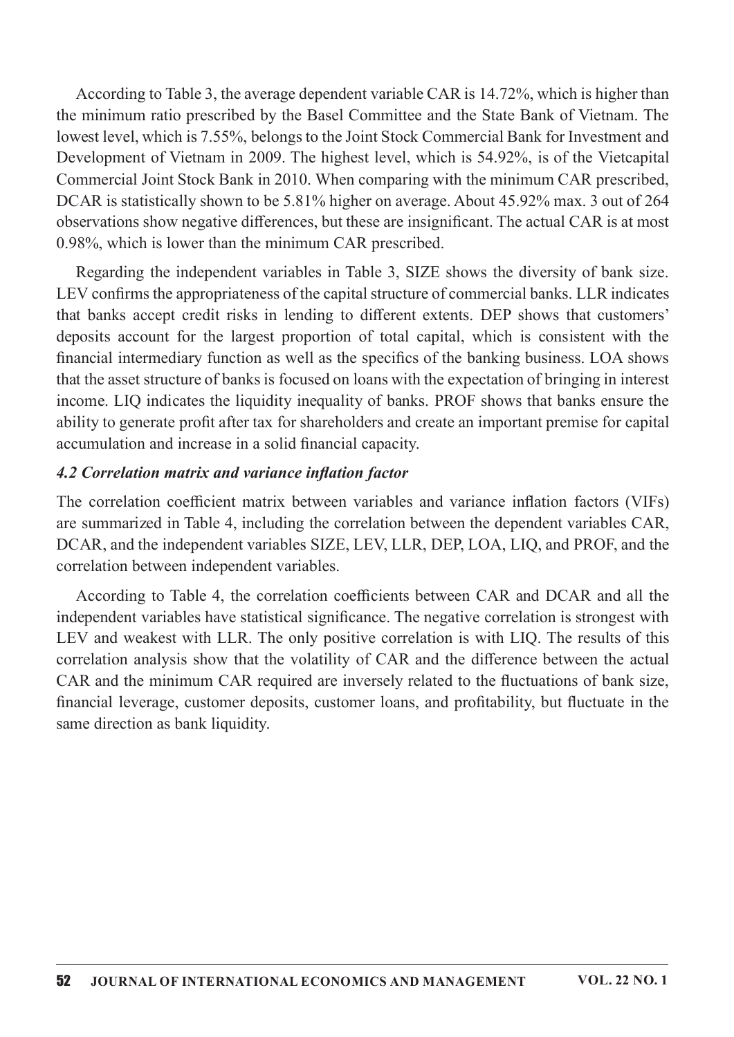According to Table 3, the average dependent variable CAR is 14.72%, which is higher than the minimum ratio prescribed by the Basel Committee and the State Bank of Vietnam. The lowest level, which is 7.55%, belongs to the Joint Stock Commercial Bank for Investment and Development of Vietnam in 2009. The highest level, which is 54.92%, is of the Vietcapital Commercial Joint Stock Bank in 2010. When comparing with the minimum CAR prescribed, DCAR is statistically shown to be 5.81% higher on average. About 45.92% max. 3 out of 264 observations show negative differences, but these are insignificant. The actual CAR is at most 0.98%, which is lower than the minimum CAR prescribed.

Regarding the independent variables in Table 3, SIZE shows the diversity of bank size. LEV confirms the appropriateness of the capital structure of commercial banks. LLR indicates that banks accept credit risks in lending to different extents. DEP shows that customers' deposits account for the largest proportion of total capital, which is consistent with the financial intermediary function as well as the specifics of the banking business. LOA shows that the asset structure of banks is focused on loans with the expectation of bringing in interest income. LIQ indicates the liquidity inequality of banks. PROF shows that banks ensure the ability to generate profit after tax for shareholders and create an important premise for capital accumulation and increase in a solid financial capacity.

### *4.2 Correlation matrix and variance inflation factor*

The correlation coefficient matrix between variables and variance inflation factors (VIFs) are summarized in Table 4, including the correlation between the dependent variables CAR, DCAR, and the independent variables SIZE, LEV, LLR, DEP, LOA, LIQ, and PROF, and the correlation between independent variables.

According to Table 4, the correlation coefficients between CAR and DCAR and all the independent variables have statistical significance. The negative correlation is strongest with LEV and weakest with LLR. The only positive correlation is with LIQ. The results of this correlation analysis show that the volatility of CAR and the difference between the actual CAR and the minimum CAR required are inversely related to the fluctuations of bank size, financial leverage, customer deposits, customer loans, and profitability, but fluctuate in the same direction as bank liquidity.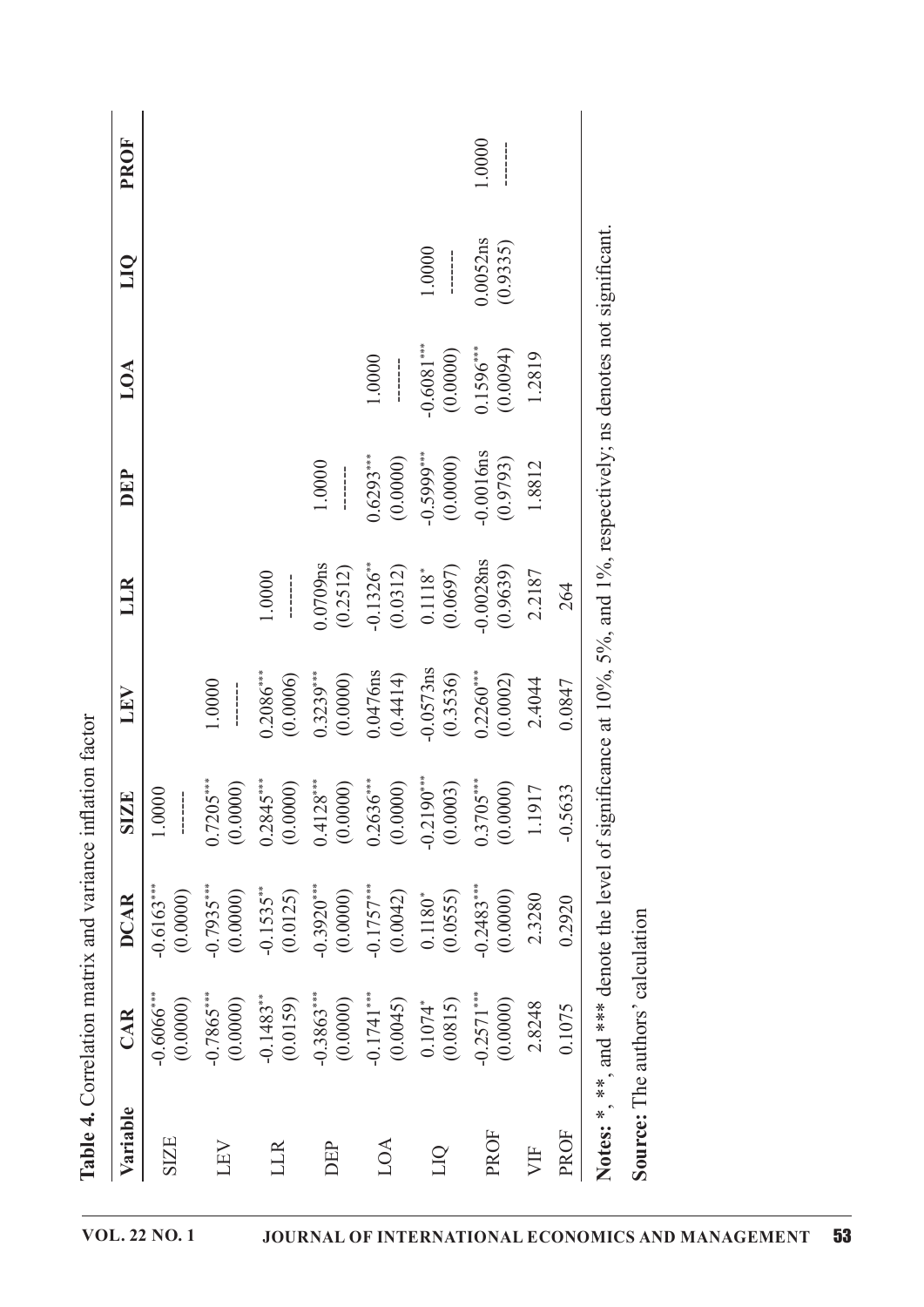**Table 4.** Correlation matrix and variance inflation factor

| Variable | CAR | DCAR | SIZE | LEV | LLR | DEP | LOA | LIQ | PROF |
|---|---|---|---|---|---|---|---|---|---|
| SIZE | -0.6066*** | -0.6163*** | 1.0000 | | | | | | |
| | (0.0000) | (0.0000) | ------- | | | | | | |
| LEV | -0.7865*** | -0.7935*** | 0.7205*** | 1.0000 | | | | | |
| | (0.0000) | (0.0000) | (0.0000) | ------- | | | | | |
| LLR | -0.1483** | -0.1535** | 0.2845*** | 0.2086*** | 1.0000 | | | | |
| | (0.0159) | (0.0125) | (0.0000) | (0.0006) | ------- | | | | |
| DEP | -0.3863*** | -0.3920*** | 0.4128*** | 0.3239*** | 0.0709ns | 1.0000 | | | |
| | (0.0000) | (0.0000) | (0.0000) | (0.0000) | (0.2512) | ------- | | | |
| LOA | -0.1741*** | -0.1757*** | 0.2636*** | 0.0476ns | -0.1326** | 0.6293*** | 1.0000 | | |
| | (0.0045) | (0.0042) | (0.0000) | (0.4414) | (0.0312) | (0.0000) | ------- | | |
| LIQ | 0.1074* | 0.1180* | -0.2190*** | -0.0573ns | 0.1118* | -0.5999*** | -0.6081*** | 1.0000 | |
| | (0.0815) | (0.0555) | (0.0003) | (0.3536) | (0.0697) | (0.0000) | (0.0000) | ------- | |
| PROF | -0.2571*** | -0.2483*** | 0.3705*** | 0.2260*** | -0.0028ns | -0.0016ns | 0.1596*** | 0.0052ns | 1.0000 |
| | (0.0000) | (0.0000) | (0.0000) | (0.0002) | (0.9639) | (0.9793) | (0.0094) | (0.9335) | ------- |
| VIF | 2.8248 | 2.3280 | 1.1917 | 2.4044 | 2.2187 | 1.8812 | 1.2819 | | |
| PROF | 0.1075 | 0.2920 | -0.5633 | 0.0847 | 264 | | | | |

**Notes:** *, **, and *** denote the level of significance at 10%, 5%, and 1%, respectively; ns denotes not significant.

**Source:** The authors' calculation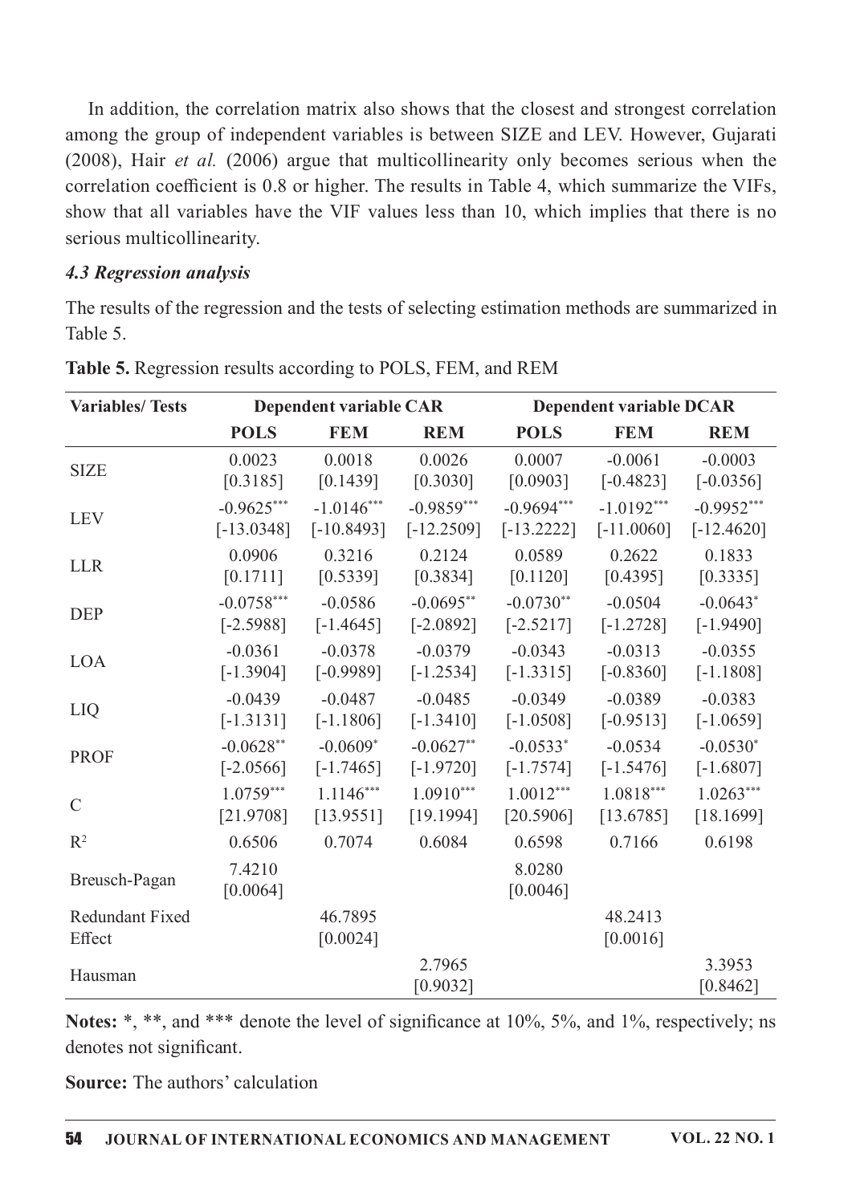In addition, the correlation matrix also shows that the closest and strongest correlation among the group of independent variables is between SIZE and LEV. However, Gujarati (2008), Hair *et al.* (2006) argue that multicollinearity only becomes serious when the correlation coefficient is 0.8 or higher. The results in Table 4, which summarize the VIFs, show that all variables have the VIF values less than 10, which implies that there is no serious multicollinearity.

### *4.3 Regression analysis*

The results of the regression and the tests of selecting estimation methods are summarized in Table 5.

**Table 5.** Regression results according to POLS, FEM, and REM

| Variables/ Tests | Dependent variable CAR | | | Dependent variable DCAR | | |
|---|---|---|---|---|---|---|
| | **POLS** | **FEM** | **REM** | **POLS** | **FEM** | **REM** |
| SIZE | 0.0023 [0.3185] | 0.0018 [0.1439] | 0.0026 [0.3030] | 0.0007 [0.0903] | -0.0061 [-0.4823] | -0.0003 [-0.0356] |
| LEV | -0.9625*** [-13.0348] | -1.0146*** [-10.8493] | -0.9859*** [-12.2509] | -0.9694*** [-13.2222] | -1.0192*** [-11.0060] | -0.9952*** [-12.4620] |
| LLR | 0.0906 [0.1711] | 0.3216 [0.5339] | 0.2124 [0.3834] | 0.0589 [0.1120] | 0.2622 [0.4395] | 0.1833 [0.3335] |
| DEP | -0.0758*** [-2.5988] | -0.0586 [-1.4645] | -0.0695** [-2.0892] | -0.0730** [-2.5217] | -0.0504 [-1.2728] | -0.0643* [-1.9490] |
| LOA | -0.0361 [-1.3904] | -0.0378 [-0.9989] | -0.0379 [-1.2534] | -0.0343 [-1.3315] | -0.0313 [-0.8360] | -0.0355 [-1.1808] |
| LIQ | -0.0439 [-1.3131] | -0.0487 [-1.1806] | -0.0485 [-1.3410] | -0.0349 [-1.0508] | -0.0389 [-0.9513] | -0.0383 [-1.0659] |
| PROF | -0.0628** [-2.0566] | -0.0609* [-1.7465] | -0.0627** [-1.9720] | -0.0533* [-1.7574] | -0.0534 [-1.5476] | -0.0530* [-1.6807] |
| C | 1.0759*** [21.9708] | 1.1146*** [13.9551] | 1.0910*** [19.1994] | 1.0012*** [20.5906] | 1.0818*** [13.6785] | 1.0263*** [18.1699] |
| $R^2$ | 0.6506 | 0.7074 | 0.6084 | 0.6598 | 0.7166 | 0.6198 |
| Breusch-Pagan | 7.4210 [0.0064] | | | 8.0280 [0.0046] | | |
| Redundant Fixed Effect | | 46.7895 [0.0024] | | | 48.2413 [0.0016] | |
| Hausman | | | 2.7965 [0.9032] | | | 3.3953 [0.8462] |

**Notes:** *, **, and *** denote the level of significance at 10%, 5%, and 1%, respectively; ns denotes not significant.

**Source:** The authors' calculation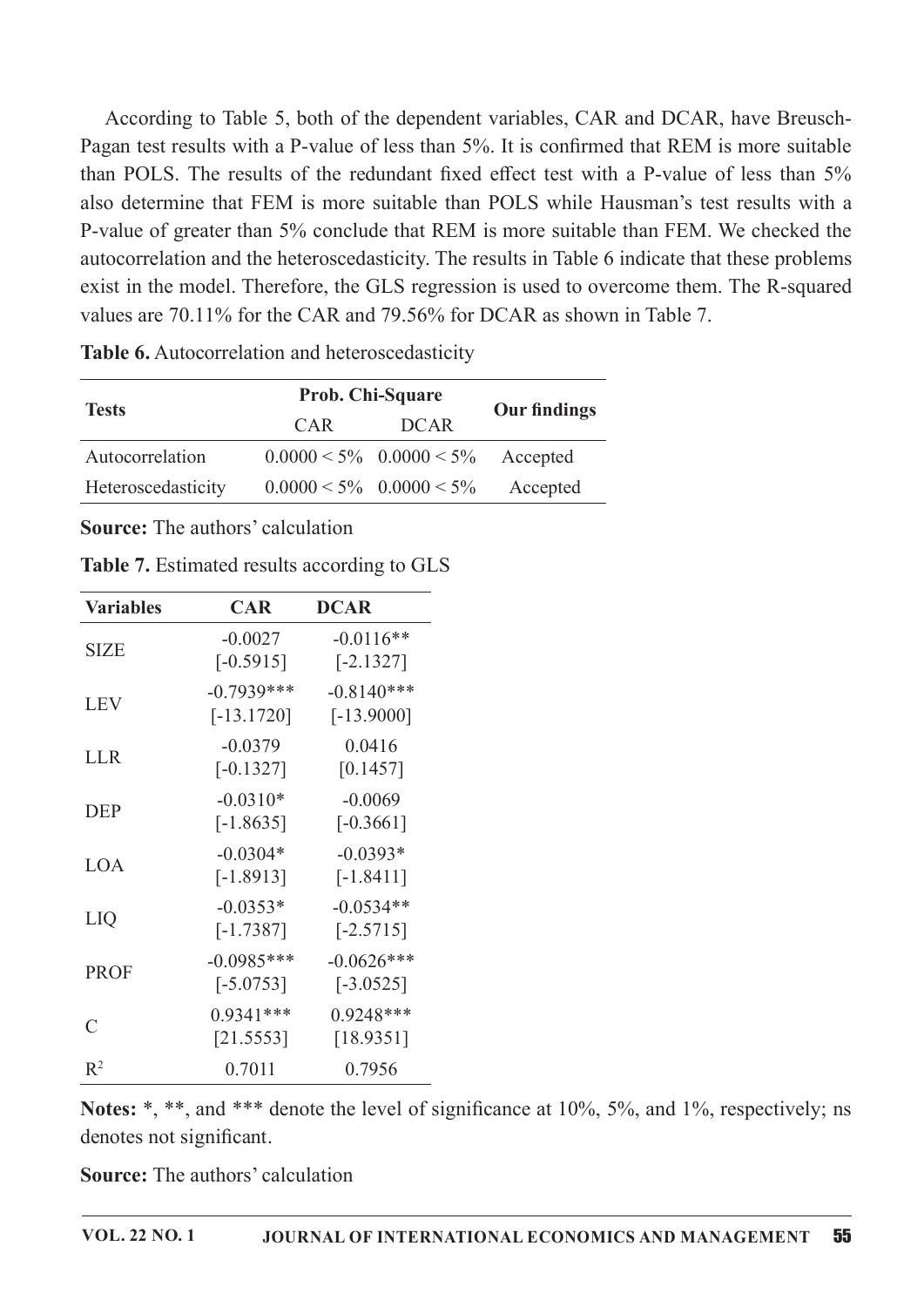According to Table 5, both of the dependent variables, CAR and DCAR, have Breusch-Pagan test results with a P-value of less than 5%. It is confirmed that REM is more suitable than POLS. The results of the redundant fixed effect test with a P-value of less than 5% also determine that FEM is more suitable than POLS while Hausman's test results with a P-value of greater than 5% conclude that REM is more suitable than FEM. We checked the autocorrelation and the heteroscedasticity. The results in Table 6 indicate that these problems exist in the model. Therefore, the GLS regression is used to overcome them. The R-squared values are 70.11% for the CAR and 79.56% for DCAR as shown in Table 7.

**Table 6.** Autocorrelation and heteroscedasticity

| Tests | Prob. Chi-Square | | Our findings |
|---|---|---|---|
| | CAR | DCAR | |
| Autocorrelation | 0.0000 < 5% | 0.0000 < 5% | Accepted |
| Heteroscedasticity | 0.0000 < 5% | 0.0000 < 5% | Accepted |

**Source:** The authors' calculation

**Table 7.** Estimated results according to GLS

| Variables | CAR | DCAR |
|---|---|---|
| SIZE | -0.0027<br>[-0.5915] | -0.0116**<br>[-2.1327] |
| LEV | -0.7939***<br>[-13.1720] | -0.8140***<br>[-13.9000] |
| LLR | -0.0379<br>[-0.1327] | 0.0416<br>[0.1457] |
| DEP | -0.0310*<br>[-1.8635] | -0.0069<br>[-0.3661] |
| LOA | -0.0304*<br>[-1.8913] | -0.0393*<br>[-1.8411] |
| LIQ | -0.0353*<br>[-1.7387] | -0.0534**<br>[-2.5715] |
| PROF | -0.0985***<br>[-5.0753] | -0.0626***<br>[-3.0525] |
| C | 0.9341***<br>[21.5553] | 0.9248***<br>[18.9351] |
| $R^2$ | 0.7011 | 0.7956 |

**Notes:** *, **, and *** denote the level of significance at 10%, 5%, and 1%, respectively; ns denotes not significant.

**Source:** The authors' calculation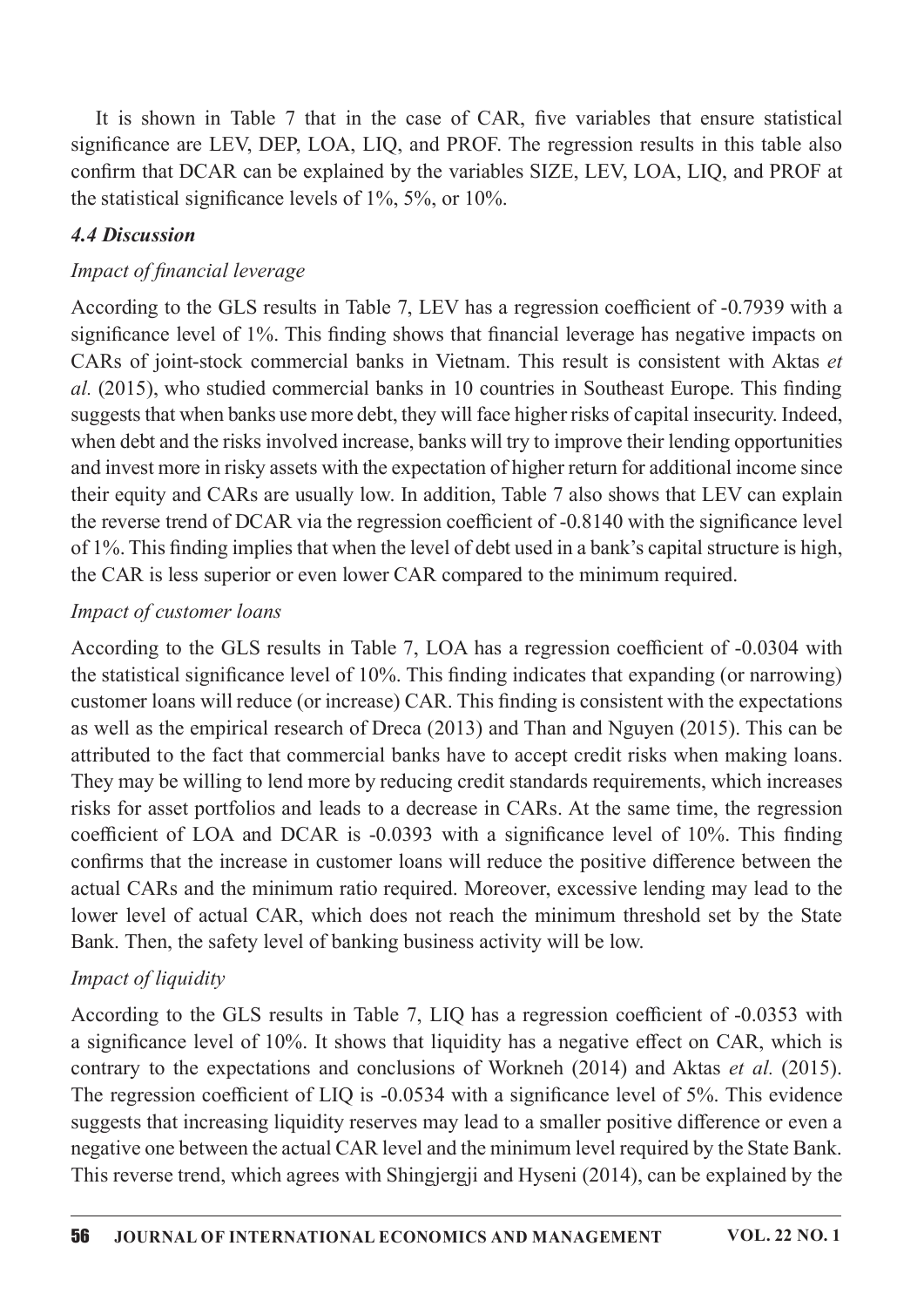It is shown in Table 7 that in the case of CAR, five variables that ensure statistical significance are LEV, DEP, LOA, LIQ, and PROF. The regression results in this table also confirm that DCAR can be explained by the variables SIZE, LEV, LOA, LIQ, and PROF at the statistical significance levels of 1%, 5%, or 10%.

### *4.4 Discussion*

*Impact of financial leverage*

According to the GLS results in Table 7, LEV has a regression coefficient of -0.7939 with a significance level of 1%. This finding shows that financial leverage has negative impacts on CARs of joint-stock commercial banks in Vietnam. This result is consistent with Aktas *et al.* (2015), who studied commercial banks in 10 countries in Southeast Europe. This finding suggests that when banks use more debt, they will face higher risks of capital insecurity. Indeed, when debt and the risks involved increase, banks will try to improve their lending opportunities and invest more in risky assets with the expectation of higher return for additional income since their equity and CARs are usually low. In addition, Table 7 also shows that LEV can explain the reverse trend of DCAR via the regression coefficient of -0.8140 with the significance level of 1%. This finding implies that when the level of debt used in a bank's capital structure is high, the CAR is less superior or even lower CAR compared to the minimum required.

*Impact of customer loans*

According to the GLS results in Table 7, LOA has a regression coefficient of -0.0304 with the statistical significance level of 10%. This finding indicates that expanding (or narrowing) customer loans will reduce (or increase) CAR. This finding is consistent with the expectations as well as the empirical research of Dreca (2013) and Than and Nguyen (2015). This can be attributed to the fact that commercial banks have to accept credit risks when making loans. They may be willing to lend more by reducing credit standards requirements, which increases risks for asset portfolios and leads to a decrease in CARs. At the same time, the regression coefficient of LOA and DCAR is -0.0393 with a significance level of 10%. This finding confirms that the increase in customer loans will reduce the positive difference between the actual CARs and the minimum ratio required. Moreover, excessive lending may lead to the lower level of actual CAR, which does not reach the minimum threshold set by the State Bank. Then, the safety level of banking business activity will be low.

*Impact of liquidity*

According to the GLS results in Table 7, LIQ has a regression coefficient of -0.0353 with a significance level of 10%. It shows that liquidity has a negative effect on CAR, which is contrary to the expectations and conclusions of Workneh (2014) and Aktas *et al.* (2015). The regression coefficient of LIQ is -0.0534 with a significance level of 5%. This evidence suggests that increasing liquidity reserves may lead to a smaller positive difference or even a negative one between the actual CAR level and the minimum level required by the State Bank. This reverse trend, which agrees with Shingjergji and Hyseni (2014), can be explained by the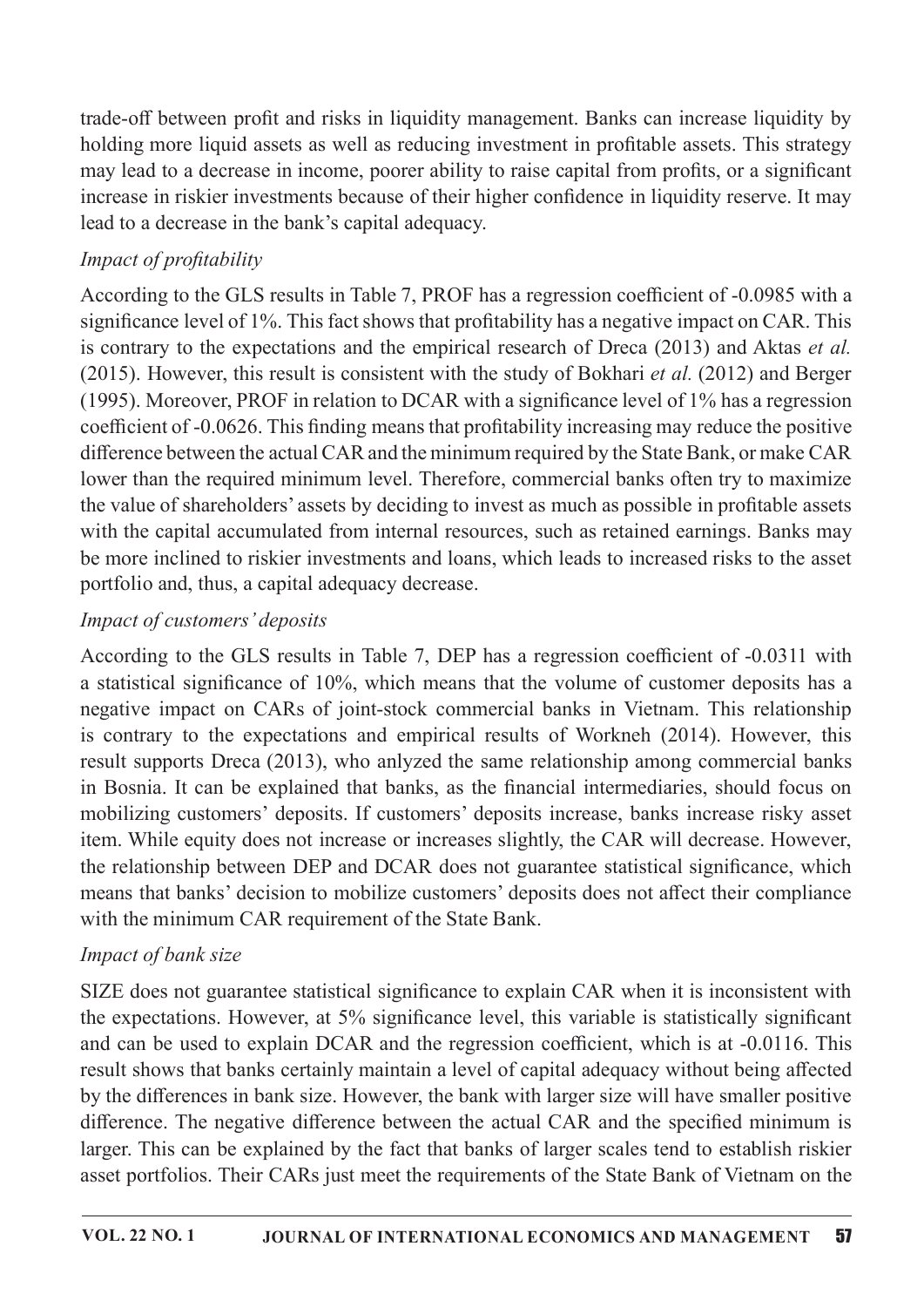trade-off between profit and risks in liquidity management. Banks can increase liquidity by holding more liquid assets as well as reducing investment in profitable assets. This strategy may lead to a decrease in income, poorer ability to raise capital from profits, or a significant increase in riskier investments because of their higher confidence in liquidity reserve. It may lead to a decrease in the bank's capital adequacy.

*Impact of profitability*

According to the GLS results in Table 7, PROF has a regression coefficient of -0.0985 with a significance level of 1%. This fact shows that profitability has a negative impact on CAR. This is contrary to the expectations and the empirical research of Dreca (2013) and Aktas *et al.* (2015). However, this result is consistent with the study of Bokhari *et al.* (2012) and Berger (1995). Moreover, PROF in relation to DCAR with a significance level of 1% has a regression coefficient of -0.0626. This finding means that profitability increasing may reduce the positive difference between the actual CAR and the minimum required by the State Bank, or make CAR lower than the required minimum level. Therefore, commercial banks often try to maximize the value of shareholders' assets by deciding to invest as much as possible in profitable assets with the capital accumulated from internal resources, such as retained earnings. Banks may be more inclined to riskier investments and loans, which leads to increased risks to the asset portfolio and, thus, a capital adequacy decrease.

*Impact of customers' deposits*

According to the GLS results in Table 7, DEP has a regression coefficient of -0.0311 with a statistical significance of 10%, which means that the volume of customer deposits has a negative impact on CARs of joint-stock commercial banks in Vietnam. This relationship is contrary to the expectations and empirical results of Workneh (2014). However, this result supports Dreca (2013), who anlyzed the same relationship among commercial banks in Bosnia. It can be explained that banks, as the financial intermediaries, should focus on mobilizing customers' deposits. If customers' deposits increase, banks increase risky asset item. While equity does not increase or increases slightly, the CAR will decrease. However, the relationship between DEP and DCAR does not guarantee statistical significance, which means that banks' decision to mobilize customers' deposits does not affect their compliance with the minimum CAR requirement of the State Bank.

*Impact of bank size*

SIZE does not guarantee statistical significance to explain CAR when it is inconsistent with the expectations. However, at 5% significance level, this variable is statistically significant and can be used to explain DCAR and the regression coefficient, which is at -0.0116. This result shows that banks certainly maintain a level of capital adequacy without being affected by the differences in bank size. However, the bank with larger size will have smaller positive difference. The negative difference between the actual CAR and the specified minimum is larger. This can be explained by the fact that banks of larger scales tend to establish riskier asset portfolios. Their CARs just meet the requirements of the State Bank of Vietnam on the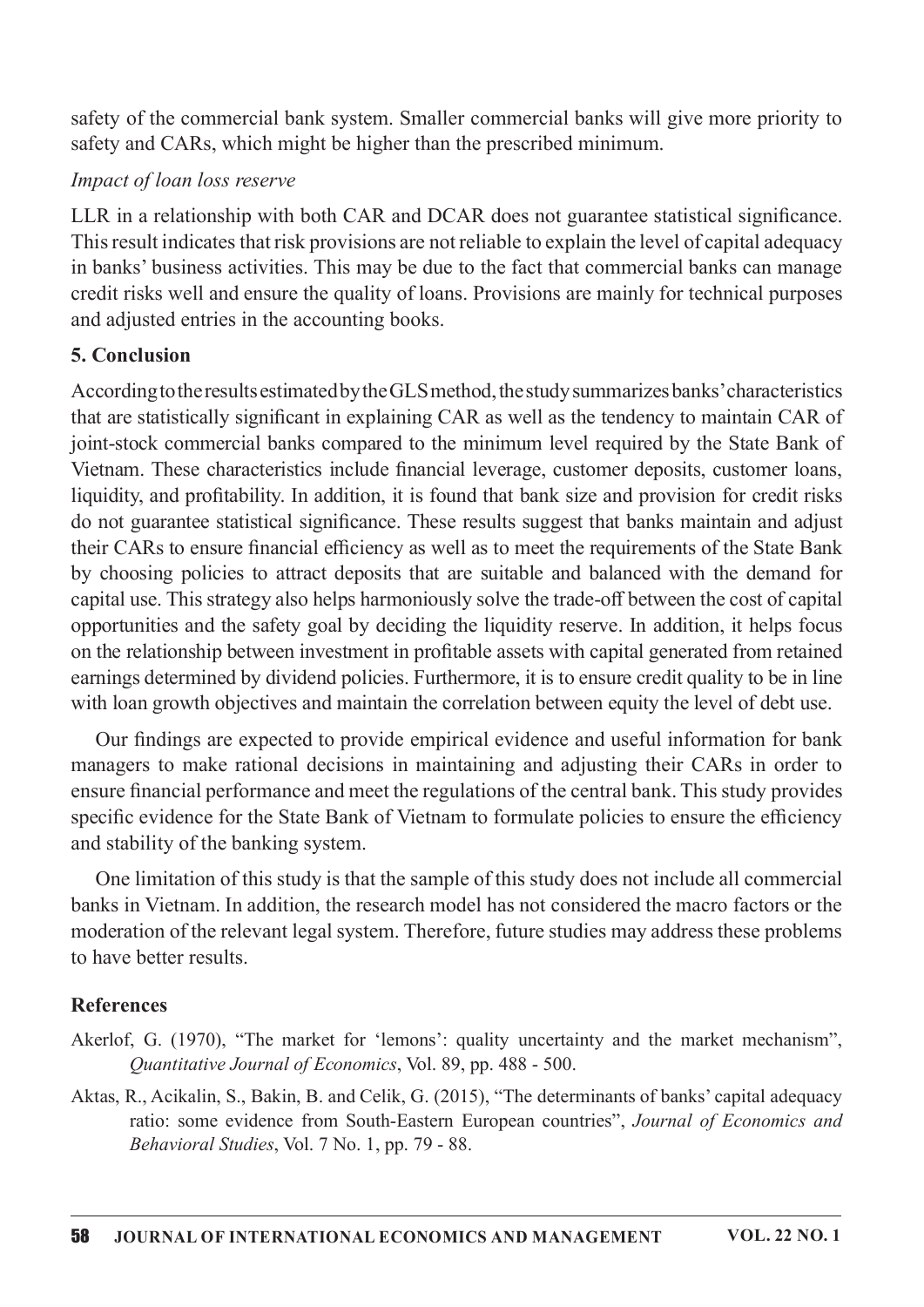safety of the commercial bank system. Smaller commercial banks will give more priority to safety and CARs, which might be higher than the prescribed minimum.

*Impact of loan loss reserve*

LLR in a relationship with both CAR and DCAR does not guarantee statistical significance. This result indicates that risk provisions are not reliable to explain the level of capital adequacy in banks' business activities. This may be due to the fact that commercial banks can manage credit risks well and ensure the quality of loans. Provisions are mainly for technical purposes and adjusted entries in the accounting books.

## 5. Conclusion

According to the results estimated by the GLS method, the study summarizes banks' characteristics that are statistically significant in explaining CAR as well as the tendency to maintain CAR of joint-stock commercial banks compared to the minimum level required by the State Bank of Vietnam. These characteristics include financial leverage, customer deposits, customer loans, liquidity, and profitability. In addition, it is found that bank size and provision for credit risks do not guarantee statistical significance. These results suggest that banks maintain and adjust their CARs to ensure financial efficiency as well as to meet the requirements of the State Bank by choosing policies to attract deposits that are suitable and balanced with the demand for capital use. This strategy also helps harmoniously solve the trade-off between the cost of capital opportunities and the safety goal by deciding the liquidity reserve. In addition, it helps focus on the relationship between investment in profitable assets with capital generated from retained earnings determined by dividend policies. Furthermore, it is to ensure credit quality to be in line with loan growth objectives and maintain the correlation between equity the level of debt use.

Our findings are expected to provide empirical evidence and useful information for bank managers to make rational decisions in maintaining and adjusting their CARs in order to ensure financial performance and meet the regulations of the central bank. This study provides specific evidence for the State Bank of Vietnam to formulate policies to ensure the efficiency and stability of the banking system.

One limitation of this study is that the sample of this study does not include all commercial banks in Vietnam. In addition, the research model has not considered the macro factors or the moderation of the relevant legal system. Therefore, future studies may address these problems to have better results.

## References

Akerlof, G. (1970), "The market for 'lemons': quality uncertainty and the market mechanism", *Quantitative Journal of Economics*, Vol. 89, pp. 488 - 500.

Aktas, R., Acikalin, S., Bakin, B. and Celik, G. (2015), "The determinants of banks' capital adequacy ratio: some evidence from South-Eastern European countries", *Journal of Economics and Behavioral Studies*, Vol. 7 No. 1, pp. 79 - 88.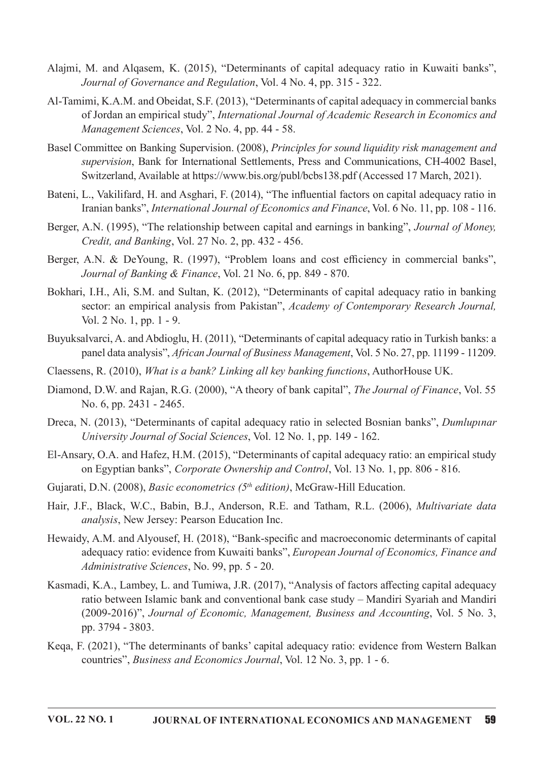Alajmi, M. and Alqasem, K. (2015), "Determinants of capital adequacy ratio in Kuwaiti banks", *Journal of Governance and Regulation*, Vol. 4 No. 4, pp. 315 - 322.

Al-Tamimi, K.A.M. and Obeidat, S.F. (2013), "Determinants of capital adequacy in commercial banks of Jordan an empirical study", *International Journal of Academic Research in Economics and Management Sciences*, Vol. 2 No. 4, pp. 44 - 58.

Basel Committee on Banking Supervision. (2008), *Principles for sound liquidity risk management and supervision*, Bank for International Settlements, Press and Communications, CH-4002 Basel, Switzerland, Available at https://www.bis.org/publ/bcbs138.pdf (Accessed 17 March, 2021).

Bateni, L., Vakilifard, H. and Asghari, F. (2014), "The influential factors on capital adequacy ratio in Iranian banks", *International Journal of Economics and Finance*, Vol. 6 No. 11, pp. 108 - 116.

Berger, A.N. (1995), "The relationship between capital and earnings in banking", *Journal of Money, Credit, and Banking*, Vol. 27 No. 2, pp. 432 - 456.

Berger, A.N. & DeYoung, R. (1997), "Problem loans and cost efficiency in commercial banks", *Journal of Banking & Finance*, Vol. 21 No. 6, pp. 849 - 870.

Bokhari, I.H., Ali, S.M. and Sultan, K. (2012), "Determinants of capital adequacy ratio in banking sector: an empirical analysis from Pakistan", *Academy of Contemporary Research Journal,* Vol. 2 No. 1, pp. 1 - 9.

Buyuksalvarci, A. and Abdioglu, H. (2011), "Determinants of capital adequacy ratio in Turkish banks: a panel data analysis", *African Journal of Business Management*, Vol. 5 No. 27, pp. 11199 - 11209.

Claessens, R. (2010), *What is a bank? Linking all key banking functions*, AuthorHouse UK.

Diamond, D.W. and Rajan, R.G. (2000), "A theory of bank capital", *The Journal of Finance*, Vol. 55 No. 6, pp. 2431 - 2465.

Dreca, N. (2013), "Determinants of capital adequacy ratio in selected Bosnian banks", *Dumlupınar University Journal of Social Sciences*, Vol. 12 No. 1, pp. 149 - 162.

El-Ansary, O.A. and Hafez, H.M. (2015), "Determinants of capital adequacy ratio: an empirical study on Egyptian banks", *Corporate Ownership and Control*, Vol. 13 No. 1, pp. 806 - 816.

Gujarati, D.N. (2008), *Basic econometrics (5th edition)*, McGraw-Hill Education.

Hair, J.F., Black, W.C., Babin, B.J., Anderson, R.E. and Tatham, R.L. (2006), *Multivariate data analysis*, New Jersey: Pearson Education Inc.

Hewaidy, A.M. and Alyousef, H. (2018), "Bank-specific and macroeconomic determinants of capital adequacy ratio: evidence from Kuwaiti banks", *European Journal of Economics, Finance and Administrative Sciences*, No. 99, pp. 5 - 20.

Kasmadi, K.A., Lambey, L. and Tumiwa, J.R. (2017), "Analysis of factors affecting capital adequacy ratio between Islamic bank and conventional bank case study – Mandiri Syariah and Mandiri (2009-2016)", *Journal of Economic, Management, Business and Accounting*, Vol. 5 No. 3, pp. 3794 - 3803.

Keqa, F. (2021), "The determinants of banks' capital adequacy ratio: evidence from Western Balkan countries", *Business and Economics Journal*, Vol. 12 No. 3, pp. 1 - 6.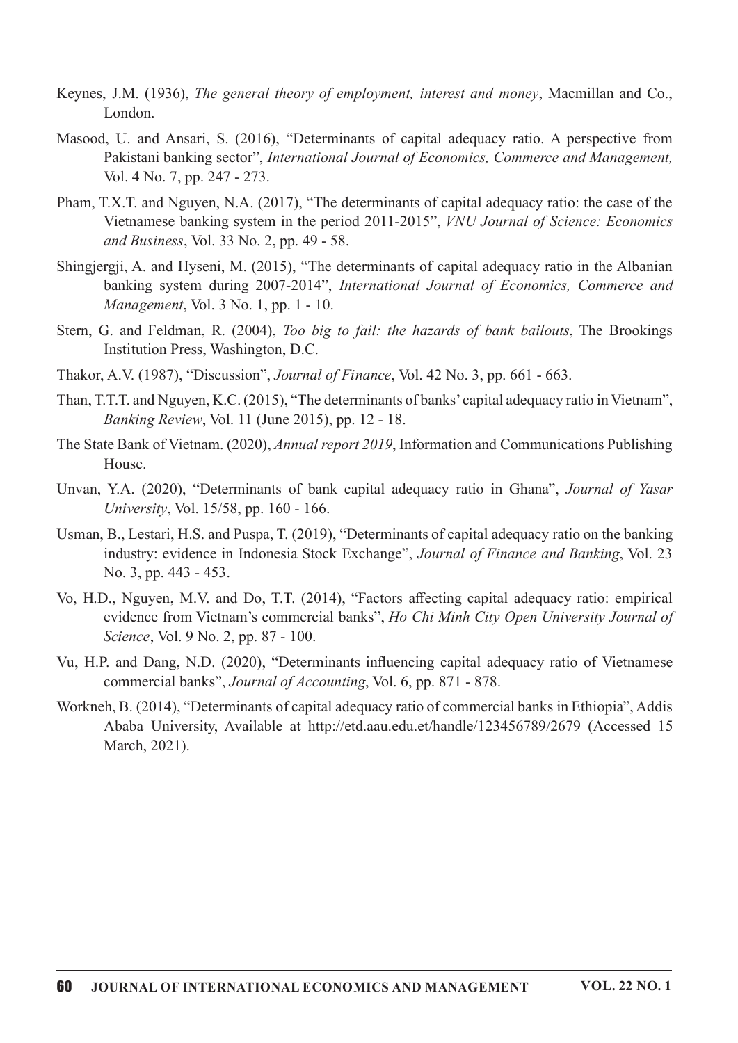Keynes, J.M. (1936), *The general theory of employment, interest and money*, Macmillan and Co., London.

Masood, U. and Ansari, S. (2016), "Determinants of capital adequacy ratio. A perspective from Pakistani banking sector", *International Journal of Economics, Commerce and Management,* Vol. 4 No. 7, pp. 247 - 273.

Pham, T.X.T. and Nguyen, N.A. (2017), "The determinants of capital adequacy ratio: the case of the Vietnamese banking system in the period 2011-2015", *VNU Journal of Science: Economics and Business*, Vol. 33 No. 2, pp. 49 - 58.

Shingjergji, A. and Hyseni, M. (2015), "The determinants of capital adequacy ratio in the Albanian banking system during 2007-2014", *International Journal of Economics, Commerce and Management*, Vol. 3 No. 1, pp. 1 - 10.

Stern, G. and Feldman, R. (2004), *Too big to fail: the hazards of bank bailouts*, The Brookings Institution Press, Washington, D.C.

Thakor, A.V. (1987), "Discussion", *Journal of Finance*, Vol. 42 No. 3, pp. 661 - 663.

Than, T.T.T. and Nguyen, K.C. (2015), "The determinants of banks' capital adequacy ratio in Vietnam", *Banking Review*, Vol. 11 (June 2015), pp. 12 - 18.

The State Bank of Vietnam. (2020), *Annual report 2019*, Information and Communications Publishing House.

Unvan, Y.A. (2020), "Determinants of bank capital adequacy ratio in Ghana", *Journal of Yasar University*, Vol. 15/58, pp. 160 - 166.

Usman, B., Lestari, H.S. and Puspa, T. (2019), "Determinants of capital adequacy ratio on the banking industry: evidence in Indonesia Stock Exchange", *Journal of Finance and Banking*, Vol. 23 No. 3, pp. 443 - 453.

Vo, H.D., Nguyen, M.V. and Do, T.T. (2014), "Factors affecting capital adequacy ratio: empirical evidence from Vietnam's commercial banks", *Ho Chi Minh City Open University Journal of Science*, Vol. 9 No. 2, pp. 87 - 100.

Vu, H.P. and Dang, N.D. (2020), "Determinants influencing capital adequacy ratio of Vietnamese commercial banks", *Journal of Accounting*, Vol. 6, pp. 871 - 878.

Workneh, B. (2014), "Determinants of capital adequacy ratio of commercial banks in Ethiopia", Addis Ababa University, Available at http://etd.aau.edu.et/handle/123456789/2679 (Accessed 15 March, 2021).